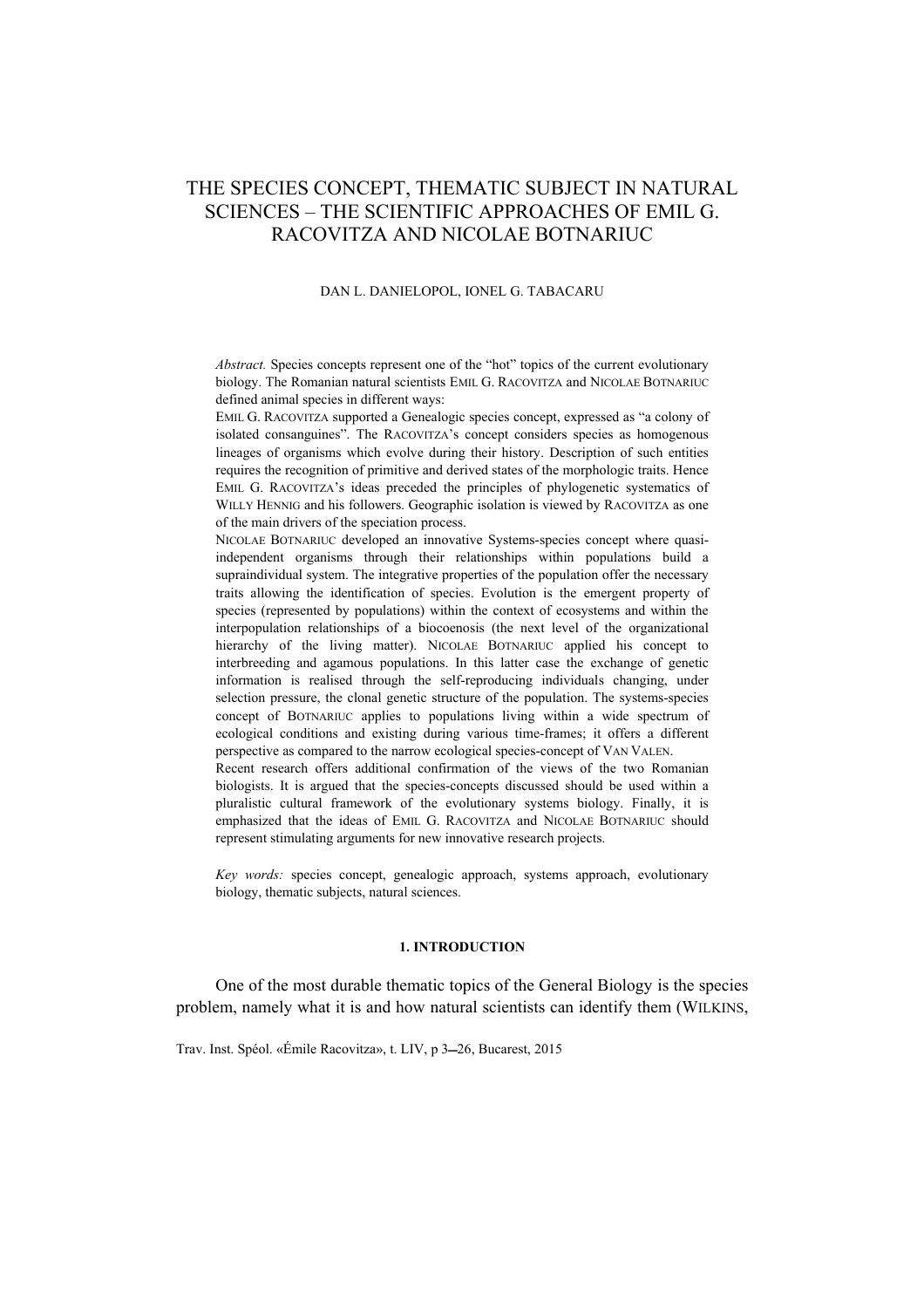# THE SPECIES CONCEPT, THEMATIC SUBJECT IN NATURAL SCIENCES – THE SCIENTIFIC APPROACHES OF EMIL G. RACOVITZA AND NICOLAE BOTNARIUC

DAN L. DANIELOPOL, IONEL G. TABACARU

*Abstract.* Species concepts represent one of the "hot" topics of the current evolutionary biology. The Romanian natural scientists EMIL G. RACOVITZA and NICOLAE BOTNARIUC defined animal species in different ways:

EMIL G. RACOVITZA supported a Genealogic species concept, expressed as "a colony of isolated consanguines". The RACOVITZA's concept considers species as homogenous lineages of organisms which evolve during their history. Description of such entities requires the recognition of primitive and derived states of the morphologic traits. Hence EMIL G. RACOVITZA's ideas preceded the principles of phylogenetic systematics of WILLY HENNIG and his followers. Geographic isolation is viewed by RACOVITZA as one of the main drivers of the speciation process.

NICOLAE BOTNARIUC developed an innovative Systems-species concept where quasi-independent organisms through their relationships within populations build a supraindividual system. The integrative properties of the population offer the necessary traits allowing the identification of species. Evolution is the emergent property of species (represented by populations) within the context of ecosystems and within the interpopulation relationships of a biocoenosis (the next level of the organizational hierarchy of the living matter). NICOLAE BOTNARIUC applied his concept to interbreeding and agamous populations. In this latter case the exchange of genetic information is realised through the self-reproducing individuals changing, under selection pressure, the clonal genetic structure of the population. The systems-species concept of BOTNARIUC applies to populations living within a wide spectrum of ecological conditions and existing during various time-frames; it offers a different perspective as compared to the narrow ecological species-concept of VAN VALEN.

Recent research offers additional confirmation of the views of the two Romanian biologists. It is argued that the species-concepts discussed should be used within a pluralistic cultural framework of the evolutionary systems biology. Finally, it is emphasized that the ideas of EMIL G. RACOVITZA and NICOLAE BOTNARIUC should represent stimulating arguments for new innovative research projects.

*Key words:* species concept, genealogic approach, systems approach, evolutionary biology, thematic subjects, natural sciences.

## 1. INTRODUCTION

One of the most durable thematic topics of the General Biology is the species problem, namely what it is and how natural scientists can identify them (WILKINS,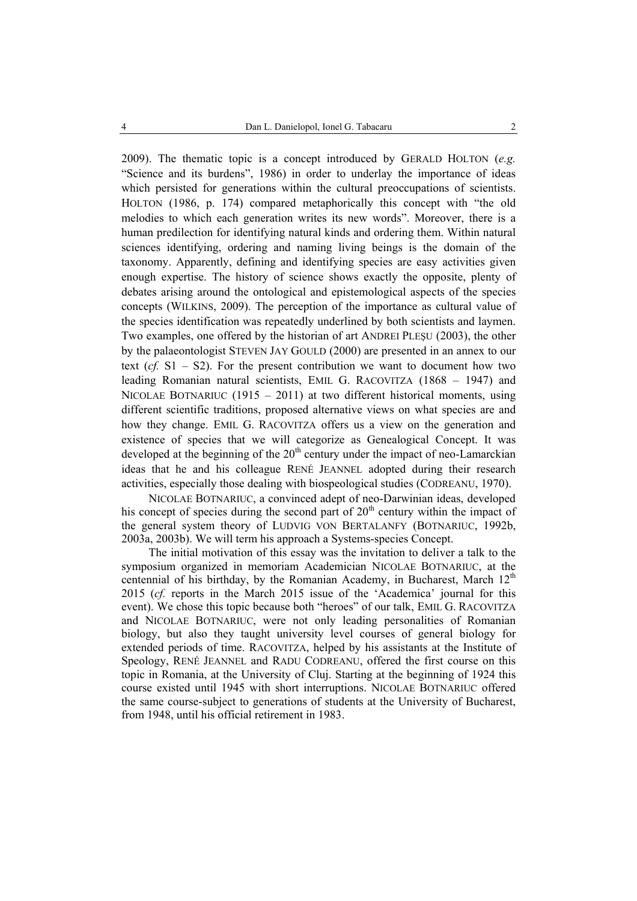2009). The thematic topic is a concept introduced by GERALD HOLTON (*e.g.* "Science and its burdens", 1986) in order to underlay the importance of ideas which persisted for generations within the cultural preoccupations of scientists. HOLTON (1986, p. 174) compared metaphorically this concept with "the old melodies to which each generation writes its new words". Moreover, there is a human predilection for identifying natural kinds and ordering them. Within natural sciences identifying, ordering and naming living beings is the domain of the taxonomy. Apparently, defining and identifying species are easy activities given enough expertise. The history of science shows exactly the opposite, plenty of debates arising around the ontological and epistemological aspects of the species concepts (WILKINS, 2009). The perception of the importance as cultural value of the species identification was repeatedly underlined by both scientists and laymen. Two examples, one offered by the historian of art ANDREI PLEȘU (2003), the other by the palaeontologist STEVEN JAY GOULD (2000) are presented in an annex to our text (*cf.* S1 – S2). For the present contribution we want to document how two leading Romanian natural scientists, EMIL G. RACOVITZA (1868 – 1947) and NICOLAE BOTNARIUC (1915 – 2011) at two different historical moments, using different scientific traditions, proposed alternative views on what species are and how they change. EMIL G. RACOVITZA offers us a view on the generation and existence of species that we will categorize as Genealogical Concept. It was developed at the beginning of the 20th century under the impact of neo-Lamarckian ideas that he and his colleague RENÉ JEANNEL adopted during their research activities, especially those dealing with biospeological studies (CODREANU, 1970).

NICOLAE BOTNARIUC, a convinced adept of neo-Darwinian ideas, developed his concept of species during the second part of 20th century within the impact of the general system theory of LUDVIG VON BERTALANFY (BOTNARIUC, 1992b, 2003a, 2003b). We will term his approach a Systems-species Concept.

The initial motivation of this essay was the invitation to deliver a talk to the symposium organized in memoriam Academician NICOLAE BOTNARIUC, at the centennial of his birthday, by the Romanian Academy, in Bucharest, March 12th 2015 (*cf.* reports in the March 2015 issue of the 'Academica' journal for this event). We chose this topic because both "heroes" of our talk, EMIL G. RACOVITZA and NICOLAE BOTNARIUC, were not only leading personalities of Romanian biology, but also they taught university level courses of general biology for extended periods of time. RACOVITZA, helped by his assistants at the Institute of Speology, RENÉ JEANNEL and RADU CODREANU, offered the first course on this topic in Romania, at the University of Cluj. Starting at the beginning of 1924 this course existed until 1945 with short interruptions. NICOLAE BOTNARIUC offered the same course-subject to generations of students at the University of Bucharest, from 1948, until his official retirement in 1983.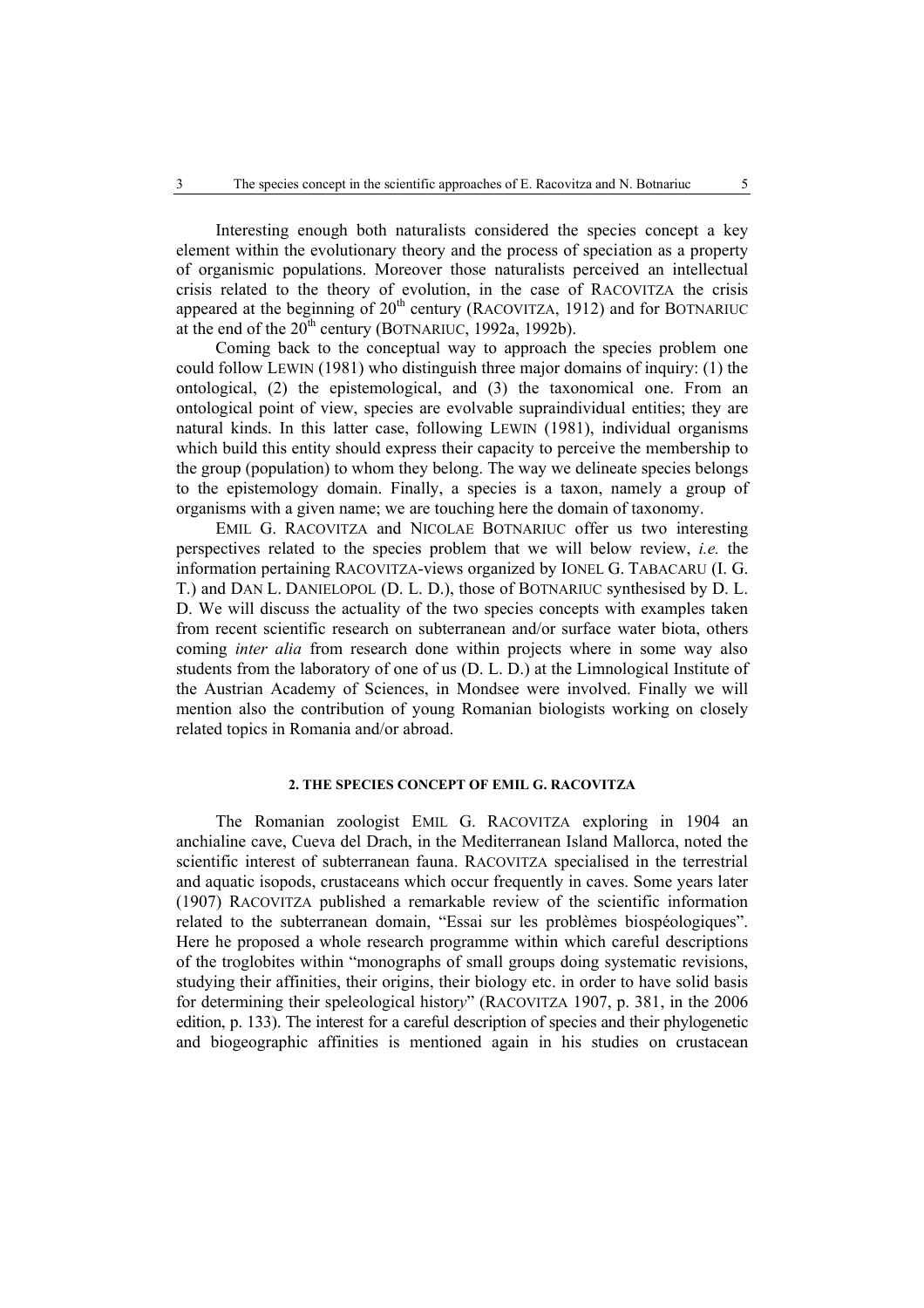Interesting enough both naturalists considered the species concept a key element within the evolutionary theory and the process of speciation as a property of organismic populations. Moreover those naturalists perceived an intellectual crisis related to the theory of evolution, in the case of RACOVITZA the crisis appeared at the beginning of 20th century (RACOVITZA, 1912) and for BOTNARIUC at the end of the 20th century (BOTNARIUC, 1992a, 1992b).

Coming back to the conceptual way to approach the species problem one could follow LEWIN (1981) who distinguish three major domains of inquiry: (1) the ontological, (2) the epistemological, and (3) the taxonomical one. From an ontological point of view, species are evolvable supraindividual entities; they are natural kinds. In this latter case, following LEWIN (1981), individual organisms which build this entity should express their capacity to perceive the membership to the group (population) to whom they belong. The way we delineate species belongs to the epistemology domain. Finally, a species is a taxon, namely a group of organisms with a given name; we are touching here the domain of taxonomy.

EMIL G. RACOVITZA and NICOLAE BOTNARIUC offer us two interesting perspectives related to the species problem that we will below review, *i.e.* the information pertaining RACOVITZA-views organized by IONEL G. TABACARU (I. G. T.) and DAN L. DANIELOPOL (D. L. D.), those of BOTNARIUC synthesised by D. L. D. We will discuss the actuality of the two species concepts with examples taken from recent scientific research on subterranean and/or surface water biota, others coming *inter alia* from research done within projects where in some way also students from the laboratory of one of us (D. L. D.) at the Limnological Institute of the Austrian Academy of Sciences, in Mondsee were involved. Finally we will mention also the contribution of young Romanian biologists working on closely related topics in Romania and/or abroad.

## 2. THE SPECIES CONCEPT OF EMIL G. RACOVITZA

The Romanian zoologist EMIL G. RACOVITZA exploring in 1904 an anchialine cave, Cueva del Drach, in the Mediterranean Island Mallorca, noted the scientific interest of subterranean fauna. RACOVITZA specialised in the terrestrial and aquatic isopods, crustaceans which occur frequently in caves. Some years later (1907) RACOVITZA published a remarkable review of the scientific information related to the subterranean domain, "Essai sur les problèmes biospéologiques". Here he proposed a whole research programme within which careful descriptions of the troglobites within "monographs of small groups doing systematic revisions, studying their affinities, their origins, their biology etc. in order to have solid basis for determining their speleological history" (RACOVITZA 1907, p. 381, in the 2006 edition, p. 133). The interest for a careful description of species and their phylogenetic and biogeographic affinities is mentioned again in his studies on crustacean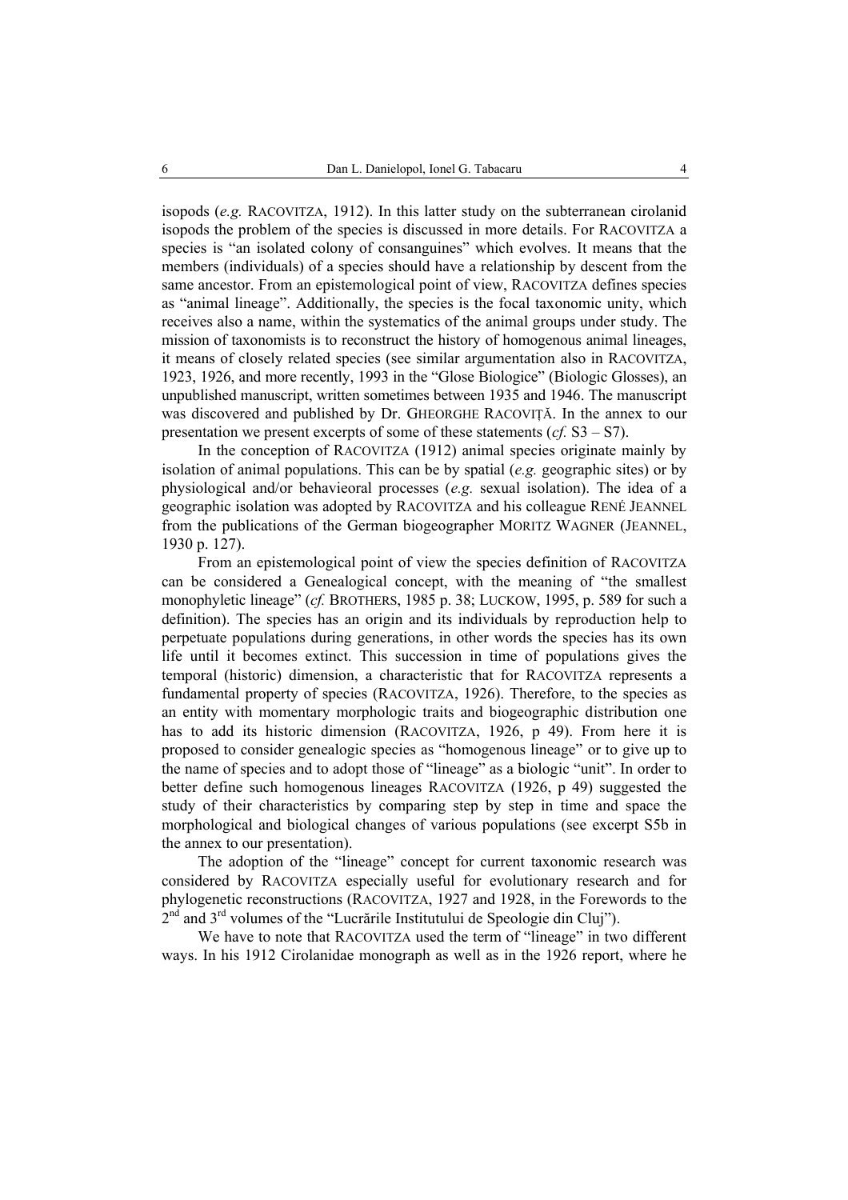isopods (*e.g.* RACOVITZA, 1912). In this latter study on the subterranean cirolanid isopods the problem of the species is discussed in more details. For RACOVITZA a species is "an isolated colony of consanguines" which evolves. It means that the members (individuals) of a species should have a relationship by descent from the same ancestor. From an epistemological point of view, RACOVITZA defines species as "animal lineage". Additionally, the species is the focal taxonomic unity, which receives also a name, within the systematics of the animal groups under study. The mission of taxonomists is to reconstruct the history of homogenous animal lineages, it means of closely related species (see similar argumentation also in RACOVITZA, 1923, 1926, and more recently, 1993 in the "Glose Biologice" (Biologic Glosses), an unpublished manuscript, written sometimes between 1935 and 1946. The manuscript was discovered and published by Dr. GHEORGHE RACOVIȚĂ. In the annex to our presentation we present excerpts of some of these statements (*cf.* S3 – S7).

In the conception of RACOVITZA (1912) animal species originate mainly by isolation of animal populations. This can be by spatial (*e.g.* geographic sites) or by physiological and/or behavieoral processes (*e.g.* sexual isolation). The idea of a geographic isolation was adopted by RACOVITZA and his colleague RENÉ JEANNEL from the publications of the German biogeographer MORITZ WAGNER (JEANNEL, 1930 p. 127).

From an epistemological point of view the species definition of RACOVITZA can be considered a Genealogical concept, with the meaning of "the smallest monophyletic lineage" (*cf.* BROTHERS, 1985 p. 38; LUCKOW, 1995, p. 589 for such a definition). The species has an origin and its individuals by reproduction help to perpetuate populations during generations, in other words the species has its own life until it becomes extinct. This succession in time of populations gives the temporal (historic) dimension, a characteristic that for RACOVITZA represents a fundamental property of species (RACOVITZA, 1926). Therefore, to the species as an entity with momentary morphologic traits and biogeographic distribution one has to add its historic dimension (RACOVITZA, 1926, p 49). From here it is proposed to consider genealogic species as "homogenous lineage" or to give up to the name of species and to adopt those of "lineage" as a biologic "unit". In order to better define such homogenous lineages RACOVITZA (1926, p 49) suggested the study of their characteristics by comparing step by step in time and space the morphological and biological changes of various populations (see excerpt S5b in the annex to our presentation).

The adoption of the "lineage" concept for current taxonomic research was considered by RACOVITZA especially useful for evolutionary research and for phylogenetic reconstructions (RACOVITZA, 1927 and 1928, in the Forewords to the 2nd and 3rd volumes of the "Lucrările Institutului de Speologie din Cluj").

We have to note that RACOVITZA used the term of "lineage" in two different ways. In his 1912 Cirolanidae monograph as well as in the 1926 report, where he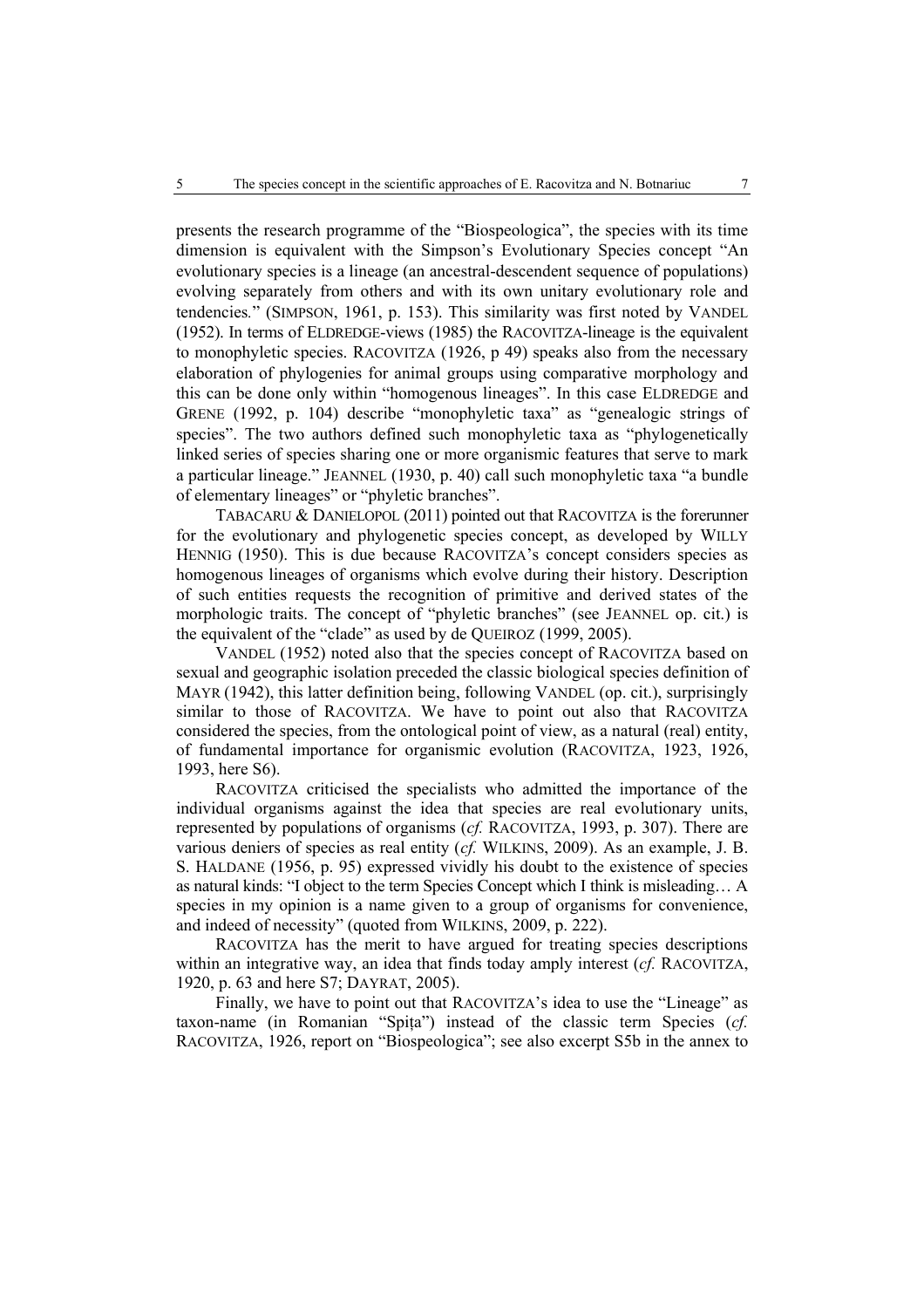presents the research programme of the "Biospeologica", the species with its time dimension is equivalent with the Simpson's Evolutionary Species concept "An evolutionary species is a lineage (an ancestral-descendent sequence of populations) evolving separately from others and with its own unitary evolutionary role and tendencies." (SIMPSON, 1961, p. 153). This similarity was first noted by VANDEL (1952). In terms of ELDREDGE-views (1985) the RACOVITZA-lineage is the equivalent to monophyletic species. RACOVITZA (1926, p 49) speaks also from the necessary elaboration of phylogenies for animal groups using comparative morphology and this can be done only within "homogenous lineages". In this case ELDREDGE and GRENE (1992, p. 104) describe "monophyletic taxa" as "genealogic strings of species". The two authors defined such monophyletic taxa as "phylogenetically linked series of species sharing one or more organismic features that serve to mark a particular lineage." JEANNEL (1930, p. 40) call such monophyletic taxa "a bundle of elementary lineages" or "phyletic branches".

TABACARU & DANIELOPOL (2011) pointed out that RACOVITZA is the forerunner for the evolutionary and phylogenetic species concept, as developed by WILLY HENNIG (1950). This is due because RACOVITZA's concept considers species as homogenous lineages of organisms which evolve during their history. Description of such entities requests the recognition of primitive and derived states of the morphologic traits. The concept of "phyletic branches" (see JEANNEL op. cit.) is the equivalent of the "clade" as used by de QUEIROZ (1999, 2005).

VANDEL (1952) noted also that the species concept of RACOVITZA based on sexual and geographic isolation preceded the classic biological species definition of MAYR (1942), this latter definition being, following VANDEL (op. cit.), surprisingly similar to those of RACOVITZA. We have to point out also that RACOVITZA considered the species, from the ontological point of view, as a natural (real) entity, of fundamental importance for organismic evolution (RACOVITZA, 1923, 1926, 1993, here S6).

RACOVITZA criticised the specialists who admitted the importance of the individual organisms against the idea that species are real evolutionary units, represented by populations of organisms (*cf.* RACOVITZA, 1993, p. 307). There are various deniers of species as real entity (*cf.* WILKINS, 2009). As an example, J. B. S. HALDANE (1956, p. 95) expressed vividly his doubt to the existence of species as natural kinds: "I object to the term Species Concept which I think is misleading… A species in my opinion is a name given to a group of organisms for convenience, and indeed of necessity" (quoted from WILKINS, 2009, p. 222).

RACOVITZA has the merit to have argued for treating species descriptions within an integrative way, an idea that finds today amply interest (*cf.* RACOVITZA, 1920, p. 63 and here S7; DAYRAT, 2005).

Finally, we have to point out that RACOVITZA's idea to use the "Lineage" as taxon-name (in Romanian "Spița") instead of the classic term Species (*cf.* RACOVITZA, 1926, report on "Biospeologica"; see also excerpt S5b in the annex to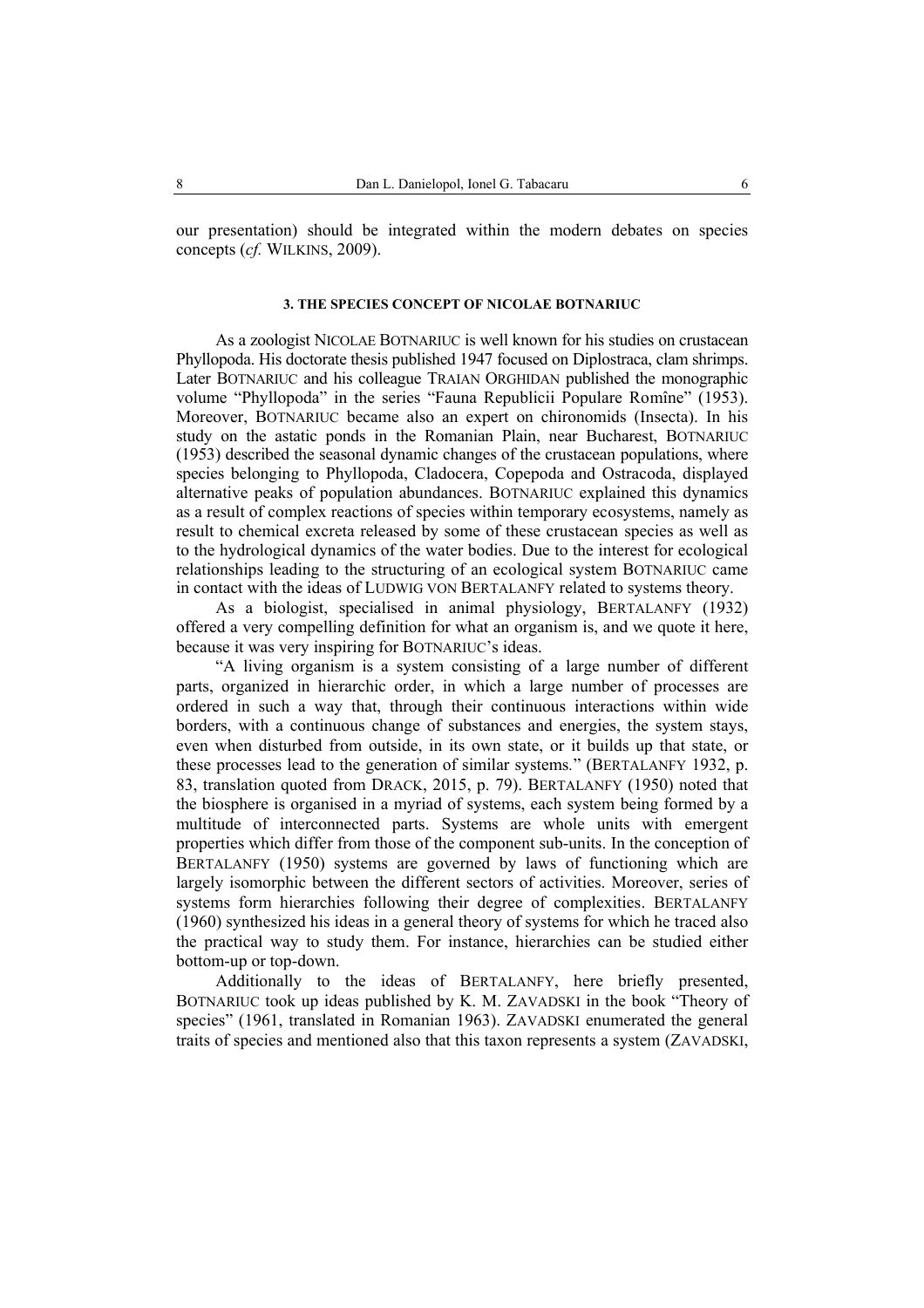our presentation) should be integrated within the modern debates on species concepts (*cf.* WILKINS, 2009).

### 3. THE SPECIES CONCEPT OF NICOLAE BOTNARIUC

As a zoologist NICOLAE BOTNARIUC is well known for his studies on crustacean Phyllopoda. His doctorate thesis published 1947 focused on Diplostraca, clam shrimps. Later BOTNARIUC and his colleague TRAIAN ORGHIDAN published the monographic volume "Phyllopoda" in the series "Fauna Republicii Populare Romîne" (1953). Moreover, BOTNARIUC became also an expert on chironomids (Insecta). In his study on the astatic ponds in the Romanian Plain, near Bucharest, BOTNARIUC (1953) described the seasonal dynamic changes of the crustacean populations, where species belonging to Phyllopoda, Cladocera, Copepoda and Ostracoda, displayed alternative peaks of population abundances. BOTNARIUC explained this dynamics as a result of complex reactions of species within temporary ecosystems, namely as result to chemical excreta released by some of these crustacean species as well as to the hydrological dynamics of the water bodies. Due to the interest for ecological relationships leading to the structuring of an ecological system BOTNARIUC came in contact with the ideas of LUDWIG VON BERTALANFY related to systems theory.

As a biologist, specialised in animal physiology, BERTALANFY (1932) offered a very compelling definition for what an organism is, and we quote it here, because it was very inspiring for BOTNARIUC's ideas.

"A living organism is a system consisting of a large number of different parts, organized in hierarchic order, in which a large number of processes are ordered in such a way that, through their continuous interactions within wide borders, with a continuous change of substances and energies, the system stays, even when disturbed from outside, in its own state, or it builds up that state, or these processes lead to the generation of similar systems." (BERTALANFY 1932, p. 83, translation quoted from DRACK, 2015, p. 79). BERTALANFY (1950) noted that the biosphere is organised in a myriad of systems, each system being formed by a multitude of interconnected parts. Systems are whole units with emergent properties which differ from those of the component sub-units. In the conception of BERTALANFY (1950) systems are governed by laws of functioning which are largely isomorphic between the different sectors of activities. Moreover, series of systems form hierarchies following their degree of complexities. BERTALANFY (1960) synthesized his ideas in a general theory of systems for which he traced also the practical way to study them. For instance, hierarchies can be studied either bottom-up or top-down.

Additionally to the ideas of BERTALANFY, here briefly presented, BOTNARIUC took up ideas published by K. M. ZAVADSKI in the book "Theory of species" (1961, translated in Romanian 1963). ZAVADSKI enumerated the general traits of species and mentioned also that this taxon represents a system (ZAVADSKI,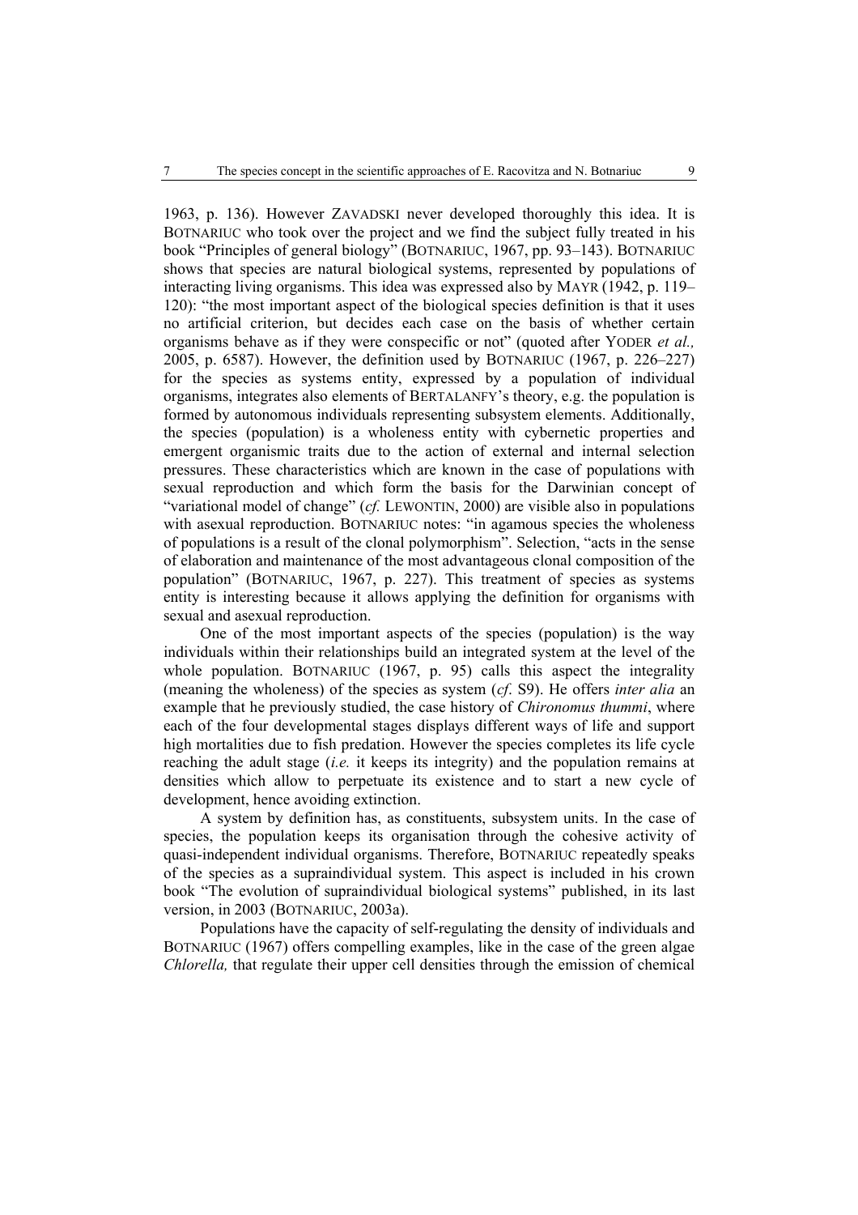1963, p. 136). However ZAVADSKI never developed thoroughly this idea. It is BOTNARIUC who took over the project and we find the subject fully treated in his book "Principles of general biology" (BOTNARIUC, 1967, pp. 93–143). BOTNARIUC shows that species are natural biological systems, represented by populations of interacting living organisms. This idea was expressed also by MAYR (1942, p. 119–120): "the most important aspect of the biological species definition is that it uses no artificial criterion, but decides each case on the basis of whether certain organisms behave as if they were conspecific or not" (quoted after YODER *et al.,* 2005, p. 6587). However, the definition used by BOTNARIUC (1967, p. 226–227) for the species as systems entity, expressed by a population of individual organisms, integrates also elements of BERTALANFY's theory, e.g. the population is formed by autonomous individuals representing subsystem elements. Additionally, the species (population) is a wholeness entity with cybernetic properties and emergent organismic traits due to the action of external and internal selection pressures. These characteristics which are known in the case of populations with sexual reproduction and which form the basis for the Darwinian concept of "variational model of change" (*cf.* LEWONTIN, 2000) are visible also in populations with asexual reproduction. BOTNARIUC notes: "in agamous species the wholeness of populations is a result of the clonal polymorphism". Selection, "acts in the sense of elaboration and maintenance of the most advantageous clonal composition of the population" (BOTNARIUC, 1967, p. 227). This treatment of species as systems entity is interesting because it allows applying the definition for organisms with sexual and asexual reproduction.

One of the most important aspects of the species (population) is the way individuals within their relationships build an integrated system at the level of the whole population. BOTNARIUC (1967, p. 95) calls this aspect the integrality (meaning the wholeness) of the species as system (*cf*. S9). He offers *inter alia* an example that he previously studied, the case history of *Chironomus thummi*, where each of the four developmental stages displays different ways of life and support high mortalities due to fish predation. However the species completes its life cycle reaching the adult stage (*i.e.* it keeps its integrity) and the population remains at densities which allow to perpetuate its existence and to start a new cycle of development, hence avoiding extinction.

A system by definition has, as constituents, subsystem units. In the case of species, the population keeps its organisation through the cohesive activity of quasi-independent individual organisms. Therefore, BOTNARIUC repeatedly speaks of the species as a supraindividual system. This aspect is included in his crown book "The evolution of supraindividual biological systems" published, in its last version, in 2003 (BOTNARIUC, 2003a).

Populations have the capacity of self-regulating the density of individuals and BOTNARIUC (1967) offers compelling examples, like in the case of the green algae *Chlorella,* that regulate their upper cell densities through the emission of chemical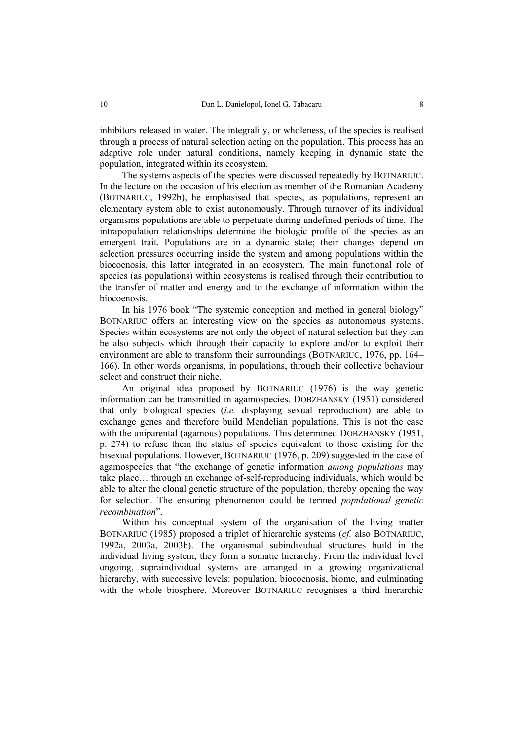inhibitors released in water. The integrality, or wholeness, of the species is realised through a process of natural selection acting on the population. This process has an adaptive role under natural conditions, namely keeping in dynamic state the population, integrated within its ecosystem.

The systems aspects of the species were discussed repeatedly by BOTNARIUC. In the lecture on the occasion of his election as member of the Romanian Academy (BOTNARIUC, 1992b), he emphasised that species, as populations, represent an elementary system able to exist autonomously. Through turnover of its individual organisms populations are able to perpetuate during undefined periods of time. The intrapopulation relationships determine the biologic profile of the species as an emergent trait. Populations are in a dynamic state; their changes depend on selection pressures occurring inside the system and among populations within the biocoenosis, this latter integrated in an ecosystem. The main functional role of species (as populations) within ecosystems is realised through their contribution to the transfer of matter and energy and to the exchange of information within the biocoenosis.

In his 1976 book "The systemic conception and method in general biology" BOTNARIUC offers an interesting view on the species as autonomous systems. Species within ecosystems are not only the object of natural selection but they can be also subjects which through their capacity to explore and/or to exploit their environment are able to transform their surroundings (BOTNARIUC, 1976, pp. 164–166). In other words organisms, in populations, through their collective behaviour select and construct their niche.

An original idea proposed by BOTNARIUC (1976) is the way genetic information can be transmitted in agamospecies. DOBZHANSKY (1951) considered that only biological species (*i.e.* displaying sexual reproduction) are able to exchange genes and therefore build Mendelian populations. This is not the case with the uniparental (agamous) populations. This determined DOBZHANSKY (1951, p. 274) to refuse them the status of species equivalent to those existing for the bisexual populations. However, BOTNARIUC (1976, p. 209) suggested in the case of agamospecies that "the exchange of genetic information *among populations* may take place… through an exchange of-self-reproducing individuals, which would be able to alter the clonal genetic structure of the population, thereby opening the way for selection. The ensuring phenomenon could be termed *populational genetic recombination*".

Within his conceptual system of the organisation of the living matter BOTNARIUC (1985) proposed a triplet of hierarchic systems (*cf.* also BOTNARIUC, 1992a, 2003a, 2003b). The organismal subindividual structures build in the individual living system; they form a somatic hierarchy. From the individual level ongoing, supraindividual systems are arranged in a growing organizational hierarchy, with successive levels: population, biocoenosis, biome, and culminating with the whole biosphere. Moreover BOTNARIUC recognises a third hierarchic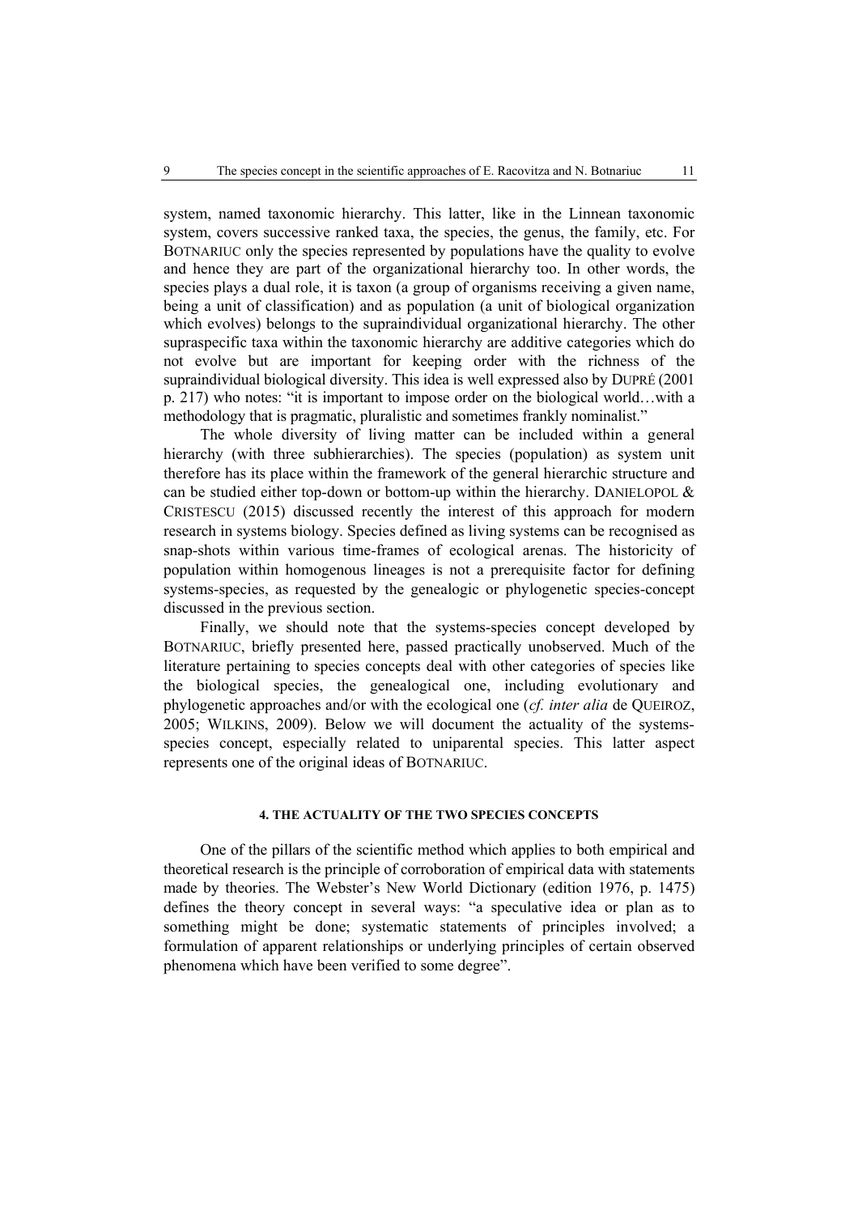system, named taxonomic hierarchy. This latter, like in the Linnean taxonomic system, covers successive ranked taxa, the species, the genus, the family, etc. For BOTNARIUC only the species represented by populations have the quality to evolve and hence they are part of the organizational hierarchy too. In other words, the species plays a dual role, it is taxon (a group of organisms receiving a given name, being a unit of classification) and as population (a unit of biological organization which evolves) belongs to the supraindividual organizational hierarchy. The other supraspecific taxa within the taxonomic hierarchy are additive categories which do not evolve but are important for keeping order with the richness of the supraindividual biological diversity. This idea is well expressed also by DUPRÉ (2001 p. 217) who notes: "it is important to impose order on the biological world…with a methodology that is pragmatic, pluralistic and sometimes frankly nominalist."

The whole diversity of living matter can be included within a general hierarchy (with three subhierarchies). The species (population) as system unit therefore has its place within the framework of the general hierarchic structure and can be studied either top-down or bottom-up within the hierarchy. DANIELOPOL & CRISTESCU (2015) discussed recently the interest of this approach for modern research in systems biology. Species defined as living systems can be recognised as snap-shots within various time-frames of ecological arenas. The historicity of population within homogenous lineages is not a prerequisite factor for defining systems-species, as requested by the genealogic or phylogenetic species-concept discussed in the previous section.

Finally, we should note that the systems-species concept developed by BOTNARIUC, briefly presented here, passed practically unobserved. Much of the literature pertaining to species concepts deal with other categories of species like the biological species, the genealogical one, including evolutionary and phylogenetic approaches and/or with the ecological one (*cf. inter alia* de QUEIROZ, 2005; WILKINS, 2009). Below we will document the actuality of the systems-species concept, especially related to uniparental species. This latter aspect represents one of the original ideas of BOTNARIUC.

#### 4. THE ACTUALITY OF THE TWO SPECIES CONCEPTS

One of the pillars of the scientific method which applies to both empirical and theoretical research is the principle of corroboration of empirical data with statements made by theories. The Webster's New World Dictionary (edition 1976, p. 1475) defines the theory concept in several ways: "a speculative idea or plan as to something might be done; systematic statements of principles involved; a formulation of apparent relationships or underlying principles of certain observed phenomena which have been verified to some degree".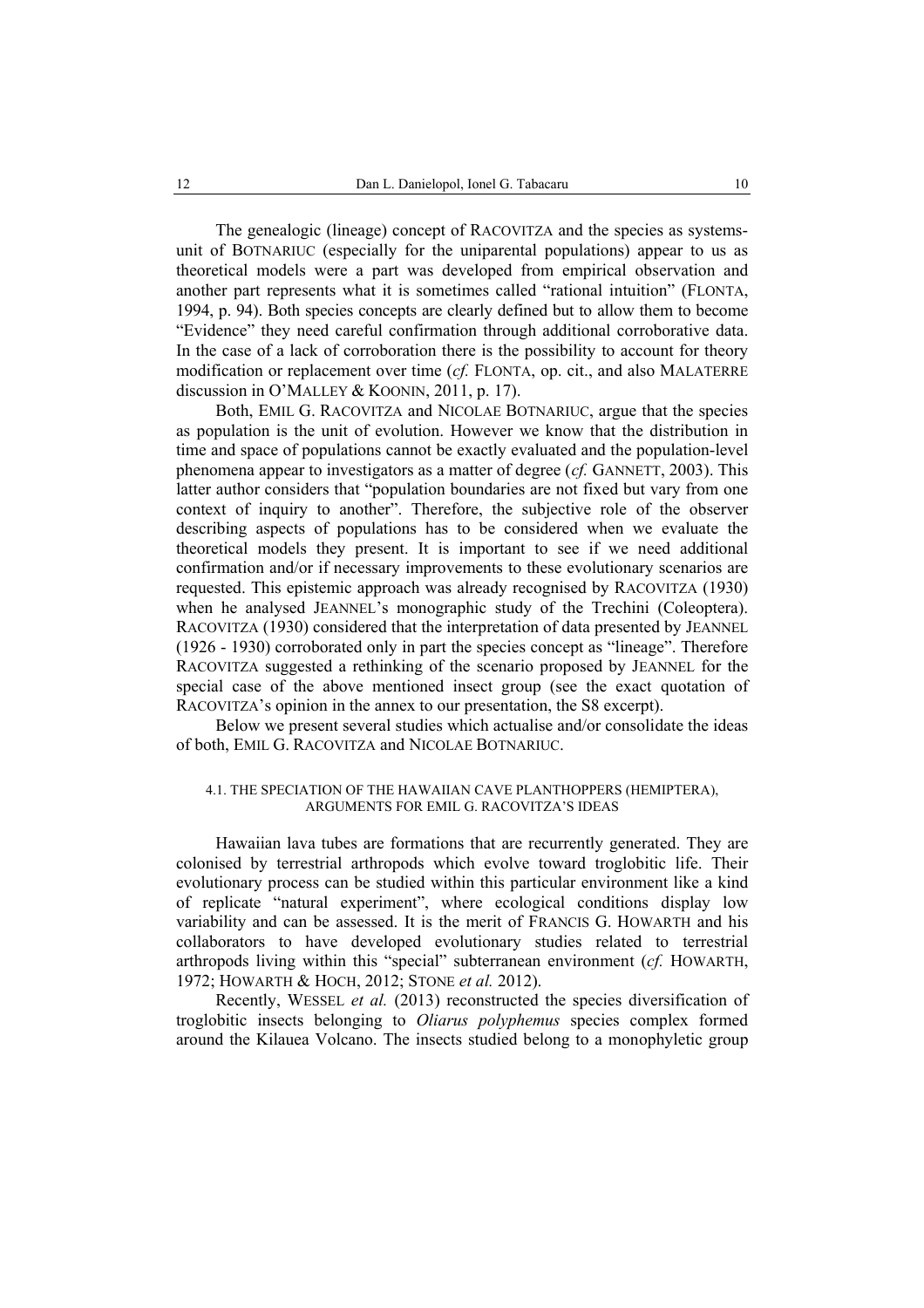The genealogic (lineage) concept of RACOVITZA and the species as systems-unit of BOTNARIUC (especially for the uniparental populations) appear to us as theoretical models were a part was developed from empirical observation and another part represents what it is sometimes called "rational intuition" (FLONTA, 1994, p. 94). Both species concepts are clearly defined but to allow them to become "Evidence" they need careful confirmation through additional corroborative data. In the case of a lack of corroboration there is the possibility to account for theory modification or replacement over time (*cf.* FLONTA, op. cit., and also MALATERRE discussion in O'MALLEY & KOONIN, 2011, p. 17).

Both, EMIL G. RACOVITZA and NICOLAE BOTNARIUC, argue that the species as population is the unit of evolution. However we know that the distribution in time and space of populations cannot be exactly evaluated and the population-level phenomena appear to investigators as a matter of degree (*cf.* GANNETT, 2003). This latter author considers that "population boundaries are not fixed but vary from one context of inquiry to another". Therefore, the subjective role of the observer describing aspects of populations has to be considered when we evaluate the theoretical models they present. It is important to see if we need additional confirmation and/or if necessary improvements to these evolutionary scenarios are requested. This epistemic approach was already recognised by RACOVITZA (1930) when he analysed JEANNEL's monographic study of the Trechini (Coleoptera). RACOVITZA (1930) considered that the interpretation of data presented by JEANNEL (1926 - 1930) corroborated only in part the species concept as "lineage". Therefore RACOVITZA suggested a rethinking of the scenario proposed by JEANNEL for the special case of the above mentioned insect group (see the exact quotation of RACOVITZA's opinion in the annex to our presentation, the S8 excerpt).

Below we present several studies which actualise and/or consolidate the ideas of both, EMIL G. RACOVITZA and NICOLAE BOTNARIUC.

#### 4.1. THE SPECIATION OF THE HAWAIIAN CAVE PLANTHOPPERS (HEMIPTERA), ARGUMENTS FOR EMIL G. RACOVITZA'S IDEAS

Hawaiian lava tubes are formations that are recurrently generated. They are colonised by terrestrial arthropods which evolve toward troglobitic life. Their evolutionary process can be studied within this particular environment like a kind of replicate "natural experiment", where ecological conditions display low variability and can be assessed. It is the merit of FRANCIS G. HOWARTH and his collaborators to have developed evolutionary studies related to terrestrial arthropods living within this "special" subterranean environment (*cf.* HOWARTH, 1972; HOWARTH & HOCH, 2012; STONE *et al.* 2012).

Recently, WESSEL *et al.* (2013) reconstructed the species diversification of troglobitic insects belonging to *Oliarus polyphemus* species complex formed around the Kilauea Volcano. The insects studied belong to a monophyletic group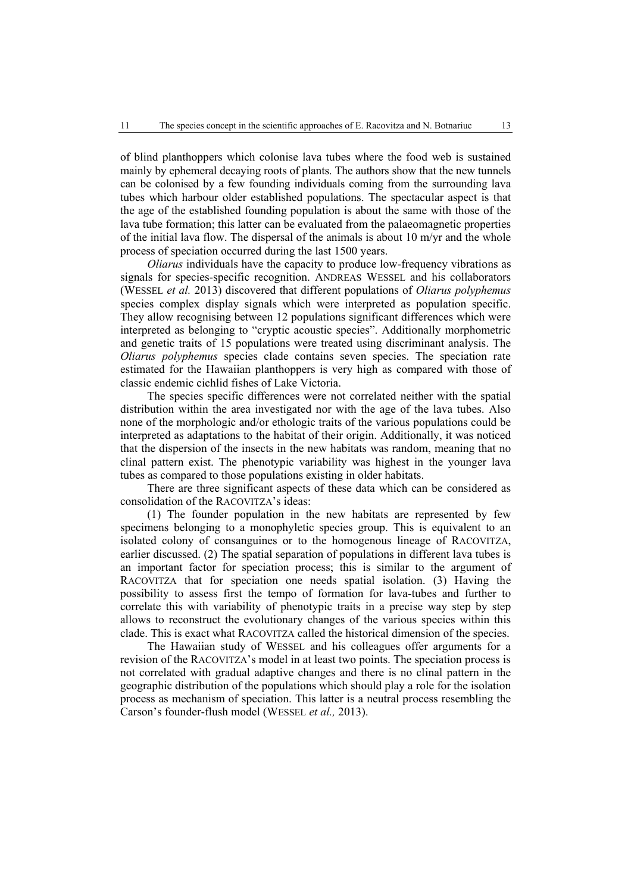of blind planthoppers which colonise lava tubes where the food web is sustained mainly by ephemeral decaying roots of plants. The authors show that the new tunnels can be colonised by a few founding individuals coming from the surrounding lava tubes which harbour older established populations. The spectacular aspect is that the age of the established founding population is about the same with those of the lava tube formation; this latter can be evaluated from the palaeomagnetic properties of the initial lava flow. The dispersal of the animals is about 10 m/yr and the whole process of speciation occurred during the last 1500 years.

*Oliarus* individuals have the capacity to produce low-frequency vibrations as signals for species-specific recognition. ANDREAS WESSEL and his collaborators (WESSEL *et al.* 2013) discovered that different populations of *Oliarus polyphemus* species complex display signals which were interpreted as population specific. They allow recognising between 12 populations significant differences which were interpreted as belonging to "cryptic acoustic species". Additionally morphometric and genetic traits of 15 populations were treated using discriminant analysis. The *Oliarus polyphemus* species clade contains seven species. The speciation rate estimated for the Hawaiian planthoppers is very high as compared with those of classic endemic cichlid fishes of Lake Victoria.

The species specific differences were not correlated neither with the spatial distribution within the area investigated nor with the age of the lava tubes. Also none of the morphologic and/or ethologic traits of the various populations could be interpreted as adaptations to the habitat of their origin. Additionally, it was noticed that the dispersion of the insects in the new habitats was random, meaning that no clinal pattern exist. The phenotypic variability was highest in the younger lava tubes as compared to those populations existing in older habitats.

There are three significant aspects of these data which can be considered as consolidation of the RACOVITZA's ideas:

(1) The founder population in the new habitats are represented by few specimens belonging to a monophyletic species group. This is equivalent to an isolated colony of consanguines or to the homogenous lineage of RACOVITZA, earlier discussed. (2) The spatial separation of populations in different lava tubes is an important factor for speciation process; this is similar to the argument of RACOVITZA that for speciation one needs spatial isolation. (3) Having the possibility to assess first the tempo of formation for lava-tubes and further to correlate this with variability of phenotypic traits in a precise way step by step allows to reconstruct the evolutionary changes of the various species within this clade. This is exact what RACOVITZA called the historical dimension of the species.

The Hawaiian study of WESSEL and his colleagues offer arguments for a revision of the RACOVITZA's model in at least two points. The speciation process is not correlated with gradual adaptive changes and there is no clinal pattern in the geographic distribution of the populations which should play a role for the isolation process as mechanism of speciation. This latter is a neutral process resembling the Carson's founder-flush model (WESSEL *et al.,* 2013).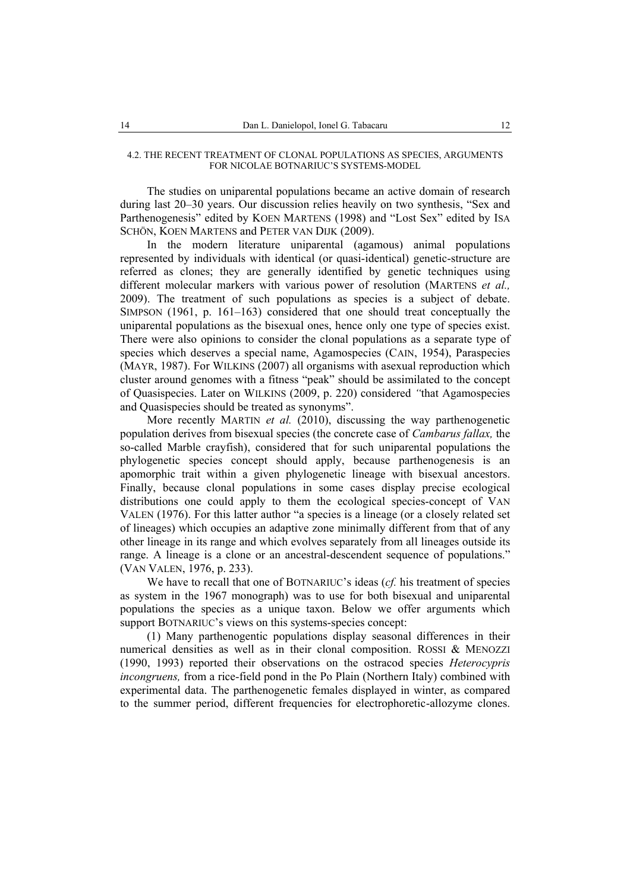#### 4.2. THE RECENT TREATMENT OF CLONAL POPULATIONS AS SPECIES, ARGUMENTS FOR NICOLAE BOTNARIUC'S SYSTEMS-MODEL

The studies on uniparental populations became an active domain of research during last 20–30 years. Our discussion relies heavily on two synthesis, "Sex and Parthenogenesis" edited by KOEN MARTENS (1998) and "Lost Sex" edited by ISA SCHÖN, KOEN MARTENS and PETER VAN DIJK (2009).

In the modern literature uniparental (agamous) animal populations represented by individuals with identical (or quasi-identical) genetic-structure are referred as clones; they are generally identified by genetic techniques using different molecular markers with various power of resolution (MARTENS *et al.,* 2009). The treatment of such populations as species is a subject of debate. SIMPSON (1961, p. 161–163) considered that one should treat conceptually the uniparental populations as the bisexual ones, hence only one type of species exist. There were also opinions to consider the clonal populations as a separate type of species which deserves a special name, Agamospecies (CAIN, 1954), Paraspecies (MAYR, 1987). For WILKINS (2007) all organisms with asexual reproduction which cluster around genomes with a fitness "peak" should be assimilated to the concept of Quasispecies. Later on WILKINS (2009, p. 220) considered *"*that Agamospecies and Quasispecies should be treated as synonyms".

More recently MARTIN *et al.* (2010), discussing the way parthenogenetic population derives from bisexual species (the concrete case of *Cambarus fallax,* the so-called Marble crayfish), considered that for such uniparental populations the phylogenetic species concept should apply, because parthenogenesis is an apomorphic trait within a given phylogenetic lineage with bisexual ancestors. Finally, because clonal populations in some cases display precise ecological distributions one could apply to them the ecological species-concept of VAN VALEN (1976). For this latter author "a species is a lineage (or a closely related set of lineages) which occupies an adaptive zone minimally different from that of any other lineage in its range and which evolves separately from all lineages outside its range. A lineage is a clone or an ancestral-descendent sequence of populations." (VAN VALEN, 1976, p. 233).

We have to recall that one of BOTNARIUC's ideas (*cf.* his treatment of species as system in the 1967 monograph) was to use for both bisexual and uniparental populations the species as a unique taxon. Below we offer arguments which support BOTNARIUC's views on this systems-species concept:

(1) Many parthenogenetic populations display seasonal differences in their numerical densities as well as in their clonal composition. ROSSI & MENOZZI (1990, 1993) reported their observations on the ostracod species *Heterocypris incongruens,* from a rice-field pond in the Po Plain (Northern Italy) combined with experimental data. The parthenogenetic females displayed in winter, as compared to the summer period, different frequencies for electrophoretic-allozyme clones.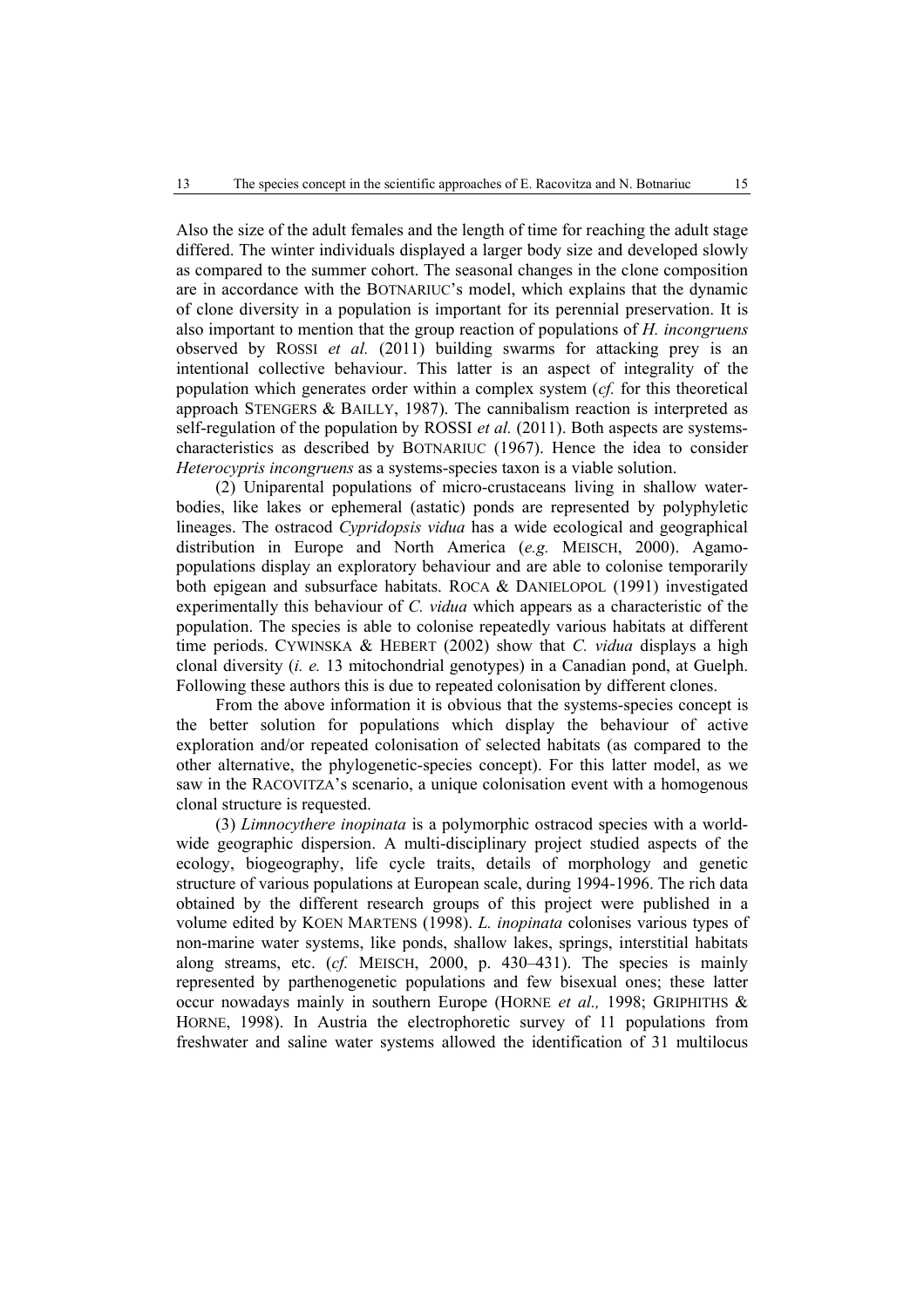Also the size of the adult females and the length of time for reaching the adult stage differed. The winter individuals displayed a larger body size and developed slowly as compared to the summer cohort. The seasonal changes in the clone composition are in accordance with the BOTNARIUC's model, which explains that the dynamic of clone diversity in a population is important for its perennial preservation. It is also important to mention that the group reaction of populations of *H. incongruens* observed by ROSSI *et al.* (2011) building swarms for attacking prey is an intentional collective behaviour. This latter is an aspect of integrality of the population which generates order within a complex system (*cf.* for this theoretical approach STENGERS & BAILLY, 1987). The cannibalism reaction is interpreted as self-regulation of the population by ROSSI *et al.* (2011). Both aspects are systems-characteristics as described by BOTNARIUC (1967). Hence the idea to consider *Heterocypris incongruens* as a systems-species taxon is a viable solution.

(2) Uniparental populations of micro-crustaceans living in shallow water-bodies, like lakes or ephemeral (astatic) ponds are represented by polyphyletic lineages. The ostracod *Cypridopsis vidua* has a wide ecological and geographical distribution in Europe and North America (*e.g.* MEISCH, 2000). Agamo-populations display an exploratory behaviour and are able to colonise temporarily both epigean and subsurface habitats. ROCA & DANIELOPOL (1991) investigated experimentally this behaviour of *C. vidua* which appears as a characteristic of the population. The species is able to colonise repeatedly various habitats at different time periods. CYWINSKA & HEBERT (2002) show that *C. vidua* displays a high clonal diversity (*i. e.* 13 mitochondrial genotypes) in a Canadian pond, at Guelph. Following these authors this is due to repeated colonisation by different clones.

From the above information it is obvious that the systems-species concept is the better solution for populations which display the behaviour of active exploration and/or repeated colonisation of selected habitats (as compared to the other alternative, the phylogenetic-species concept). For this latter model, as we saw in the RACOVITZA's scenario, a unique colonisation event with a homogenous clonal structure is requested.

(3) *Limnocythere inopinata* is a polymorphic ostracod species with a world-wide geographic dispersion. A multi-disciplinary project studied aspects of the ecology, biogeography, life cycle traits, details of morphology and genetic structure of various populations at European scale, during 1994-1996. The rich data obtained by the different research groups of this project were published in a volume edited by KOEN MARTENS (1998). *L. inopinata* colonises various types of non-marine water systems, like ponds, shallow lakes, springs, interstitial habitats along streams, etc. (*cf.* MEISCH, 2000, p. 430–431). The species is mainly represented by parthenogenetic populations and few bisexual ones; these latter occur nowadays mainly in southern Europe (HORNE *et al.,* 1998; GRIPHITHS & HORNE, 1998). In Austria the electrophoretic survey of 11 populations from freshwater and saline water systems allowed the identification of 31 multilocus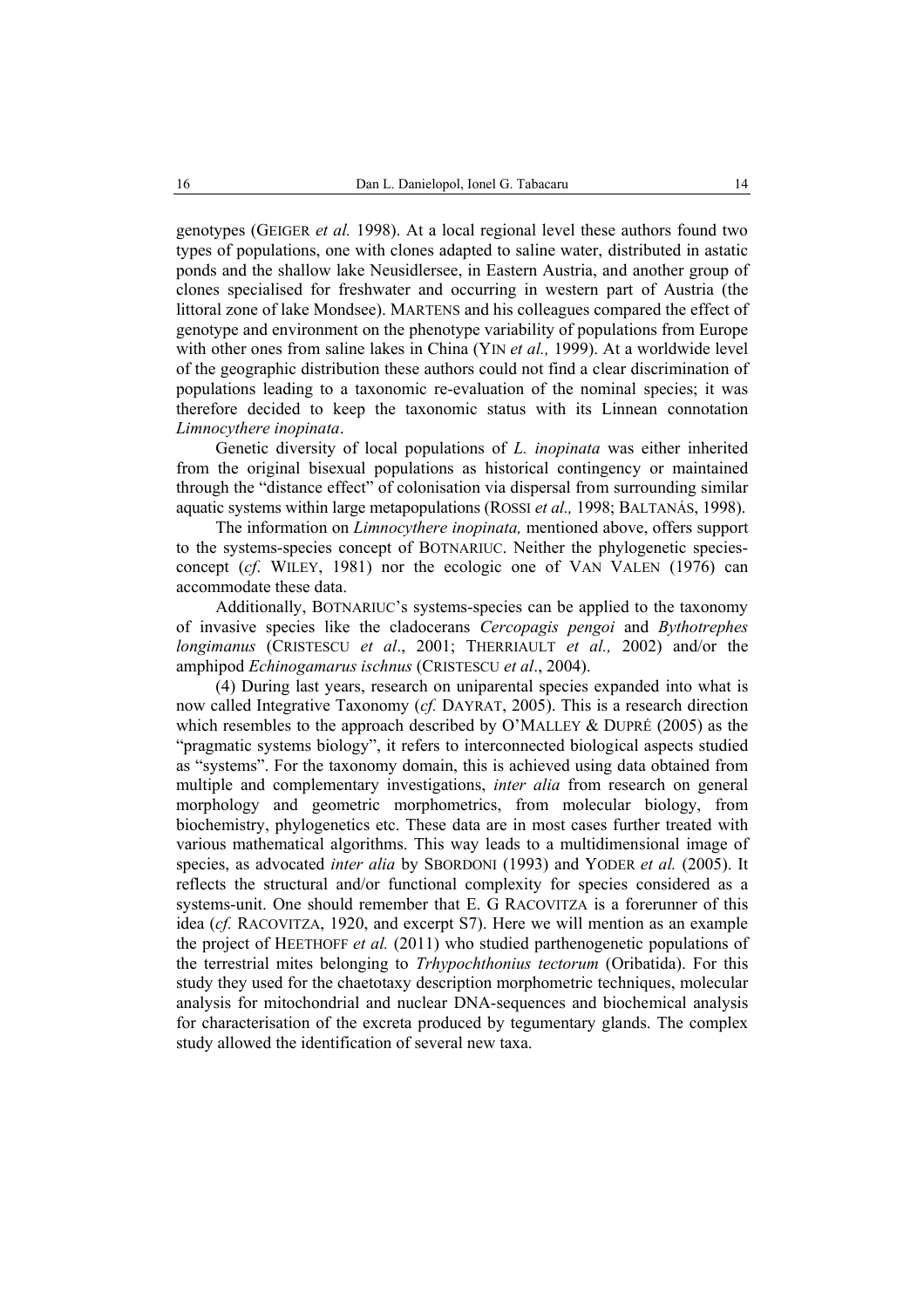genotypes (GEIGER *et al.* 1998). At a local regional level these authors found two types of populations, one with clones adapted to saline water, distributed in astatic ponds and the shallow lake Neusidlersee, in Eastern Austria, and another group of clones specialised for freshwater and occurring in western part of Austria (the littoral zone of lake Mondsee). MARTENS and his colleagues compared the effect of genotype and environment on the phenotype variability of populations from Europe with other ones from saline lakes in China (YIN *et al.,* 1999). At a worldwide level of the geographic distribution these authors could not find a clear discrimination of populations leading to a taxonomic re-evaluation of the nominal species; it was therefore decided to keep the taxonomic status with its Linnean connotation *Limnocythere inopinata*.

Genetic diversity of local populations of *L. inopinata* was either inherited from the original bisexual populations as historical contingency or maintained through the "distance effect" of colonisation via dispersal from surrounding similar aquatic systems within large metapopulations (ROSSI *et al.,* 1998; BALTANÁS, 1998).

The information on *Limnocythere inopinata,* mentioned above, offers support to the systems-species concept of BOTNARIUC. Neither the phylogenetic species-concept (*cf.* WILEY, 1981) nor the ecologic one of VAN VALEN (1976) can accommodate these data.

Additionally, BOTNARIUC's systems-species can be applied to the taxonomy of invasive species like the cladocerans *Cercopagis pengoi* and *Bythotrephes longimanus* (CRISTESCU *et al*., 2001; THERRIAULT *et al.,* 2002) and/or the amphipod *Echinogamarus ischnus* (CRISTESCU *et al*., 2004).

(4) During last years, research on uniparental species expanded into what is now called Integrative Taxonomy (*cf.* DAYRAT, 2005). This is a research direction which resembles to the approach described by O'MALLEY & DUPRÉ (2005) as the "pragmatic systems biology", it refers to interconnected biological aspects studied as "systems". For the taxonomy domain, this is achieved using data obtained from multiple and complementary investigations, *inter alia* from research on general morphology and geometric morphometrics, from molecular biology, from biochemistry, phylogenetics etc. These data are in most cases further treated with various mathematical algorithms. This way leads to a multidimensional image of species, as advocated *inter alia* by SBORDONI (1993) and YODER *et al.* (2005). It reflects the structural and/or functional complexity for species considered as a systems-unit. One should remember that E. G RACOVITZA is a forerunner of this idea (*cf.* RACOVITZA, 1920, and excerpt S7). Here we will mention as an example the project of HEETHOFF *et al.* (2011) who studied parthenogenetic populations of the terrestrial mites belonging to *Trhypochthonius tectorum* (Oribatida). For this study they used for the chaetotaxy description morphometric techniques, molecular analysis for mitochondrial and nuclear DNA-sequences and biochemical analysis for characterisation of the excreta produced by tegumentary glands. The complex study allowed the identification of several new taxa.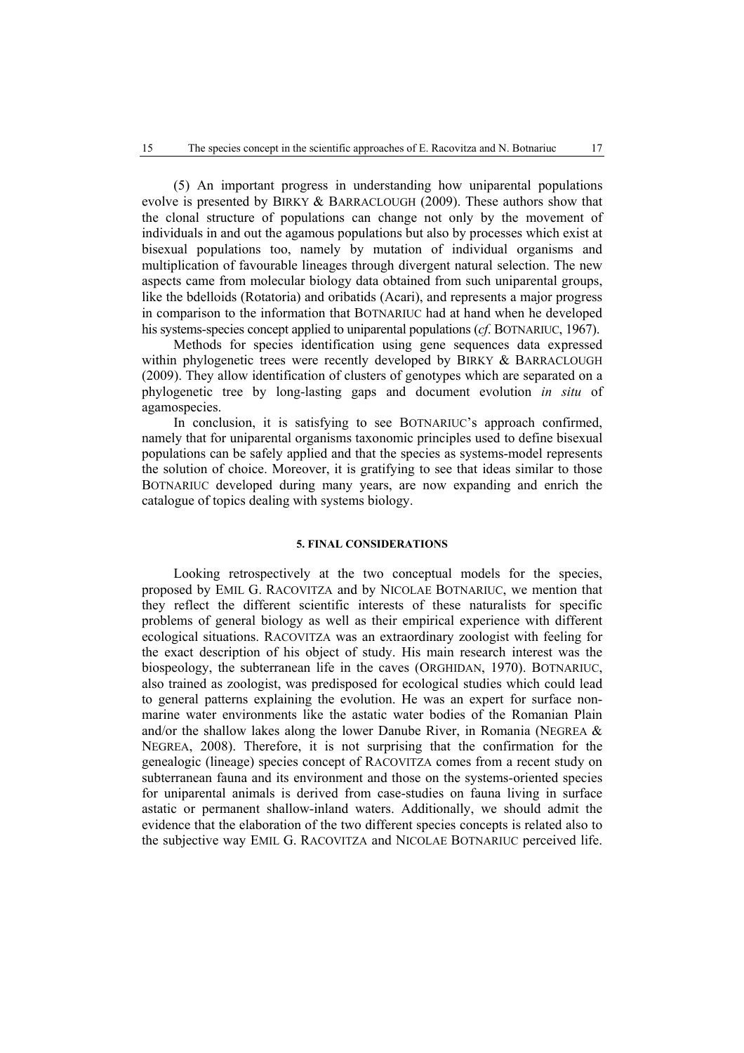(5) An important progress in understanding how uniparental populations evolve is presented by BIRKY & BARRACLOUGH (2009). These authors show that the clonal structure of populations can change not only by the movement of individuals in and out the agamous populations but also by processes which exist at bisexual populations too, namely by mutation of individual organisms and multiplication of favourable lineages through divergent natural selection. The new aspects came from molecular biology data obtained from such uniparental groups, like the bdelloids (Rotatoria) and oribatids (Acari), and represents a major progress in comparison to the information that BOTNARIUC had at hand when he developed his systems-species concept applied to uniparental populations (*cf*. BOTNARIUC, 1967).

Methods for species identification using gene sequences data expressed within phylogenetic trees were recently developed by BIRKY & BARRACLOUGH (2009). They allow identification of clusters of genotypes which are separated on a phylogenetic tree by long-lasting gaps and document evolution *in situ* of agamospecies.

In conclusion, it is satisfying to see BOTNARIUC's approach confirmed, namely that for uniparental organisms taxonomic principles used to define bisexual populations can be safely applied and that the species as systems-model represents the solution of choice. Moreover, it is gratifying to see that ideas similar to those BOTNARIUC developed during many years, are now expanding and enrich the catalogue of topics dealing with systems biology.

## 5. FINAL CONSIDERATIONS

Looking retrospectively at the two conceptual models for the species, proposed by EMIL G. RACOVITZA and by NICOLAE BOTNARIUC, we mention that they reflect the different scientific interests of these naturalists for specific problems of general biology as well as their empirical experience with different ecological situations. RACOVITZA was an extraordinary zoologist with feeling for the exact description of his object of study. His main research interest was the biospeology, the subterranean life in the caves (ORGHIDAN, 1970). BOTNARIUC, also trained as zoologist, was predisposed for ecological studies which could lead to general patterns explaining the evolution. He was an expert for surface non-marine water environments like the astatic water bodies of the Romanian Plain and/or the shallow lakes along the lower Danube River, in Romania (NEGREA & NEGREA, 2008). Therefore, it is not surprising that the confirmation for the genealogic (lineage) species concept of RACOVITZA comes from a recent study on subterranean fauna and its environment and those on the systems-oriented species for uniparental animals is derived from case-studies on fauna living in surface astatic or permanent shallow-inland waters. Additionally, we should admit the evidence that the elaboration of the two different species concepts is related also to the subjective way EMIL G. RACOVITZA and NICOLAE BOTNARIUC perceived life.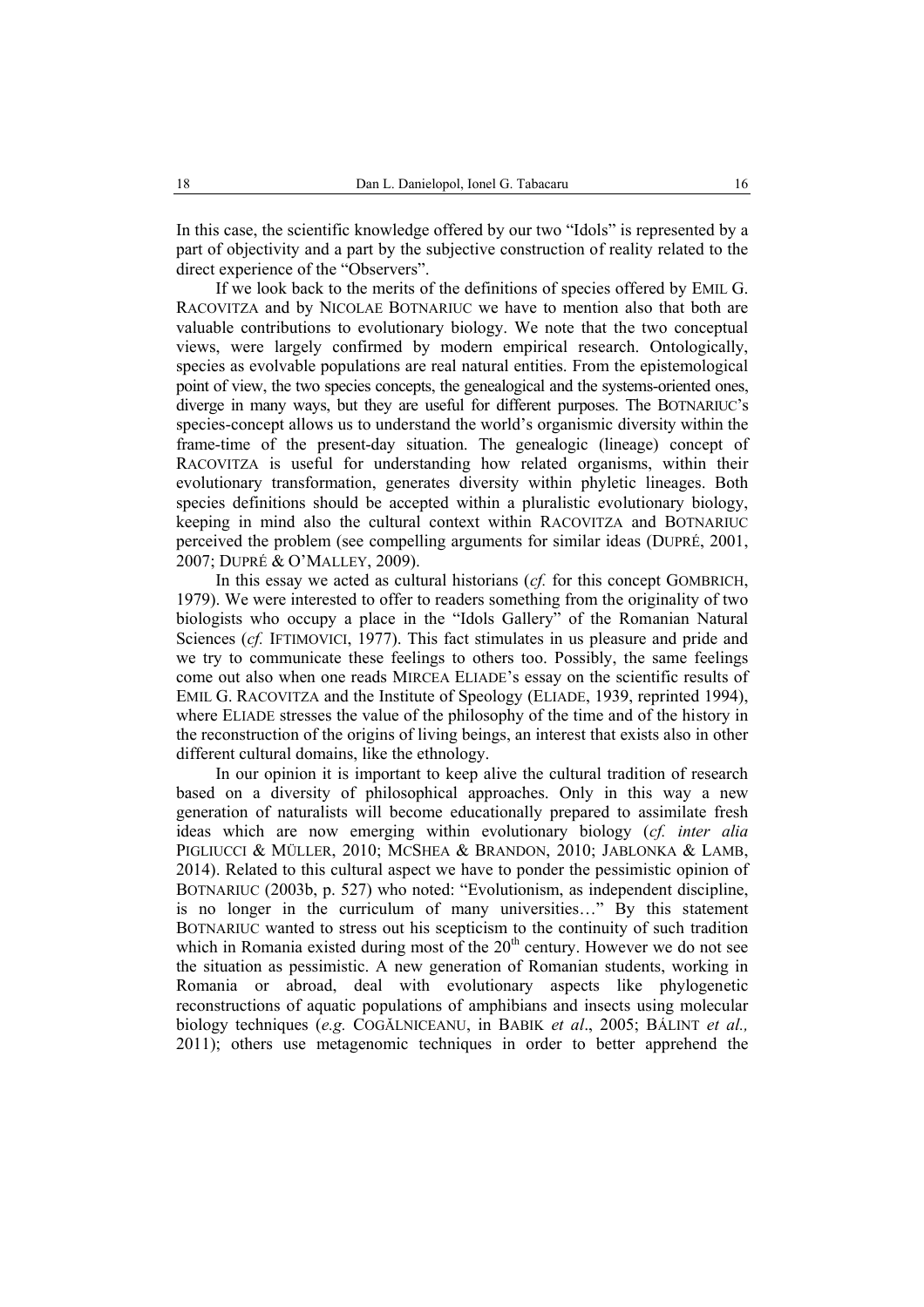In this case, the scientific knowledge offered by our two "Idols" is represented by a part of objectivity and a part by the subjective construction of reality related to the direct experience of the "Observers".

If we look back to the merits of the definitions of species offered by EMIL G. RACOVITZA and by NICOLAE BOTNARIUC we have to mention also that both are valuable contributions to evolutionary biology. We note that the two conceptual views, were largely confirmed by modern empirical research. Ontologically, species as evolvable populations are real natural entities. From the epistemological point of view, the two species concepts, the genealogical and the systems-oriented ones, diverge in many ways, but they are useful for different purposes. The BOTNARIUC's species-concept allows us to understand the world's organismic diversity within the frame-time of the present-day situation. The genealogic (lineage) concept of RACOVITZA is useful for understanding how related organisms, within their evolutionary transformation, generates diversity within phyletic lineages. Both species definitions should be accepted within a pluralistic evolutionary biology, keeping in mind also the cultural context within RACOVITZA and BOTNARIUC perceived the problem (see compelling arguments for similar ideas (DUPRÉ, 2001, 2007; DUPRÉ & O'MALLEY, 2009).

In this essay we acted as cultural historians (*cf.* for this concept GOMBRICH, 1979). We were interested to offer to readers something from the originality of two biologists who occupy a place in the "Idols Gallery" of the Romanian Natural Sciences (*cf.* IFTIMOVICI, 1977). This fact stimulates in us pleasure and pride and we try to communicate these feelings to others too. Possibly, the same feelings come out also when one reads MIRCEA ELIADE's essay on the scientific results of EMIL G. RACOVITZA and the Institute of Speology (ELIADE, 1939, reprinted 1994), where ELIADE stresses the value of the philosophy of the time and of the history in the reconstruction of the origins of living beings, an interest that exists also in other different cultural domains, like the ethnology.

In our opinion it is important to keep alive the cultural tradition of research based on a diversity of philosophical approaches. Only in this way a new generation of naturalists will become educationally prepared to assimilate fresh ideas which are now emerging within evolutionary biology (*cf. inter alia* PIGLIUCCI & MÜLLER, 2010; MCSHEA & BRANDON, 2010; JABLONKA & LAMB, 2014). Related to this cultural aspect we have to ponder the pessimistic opinion of BOTNARIUC (2003b, p. 527) who noted: "Evolutionism, as independent discipline, is no longer in the curriculum of many universities…" By this statement BOTNARIUC wanted to stress out his scepticism to the continuity of such tradition which in Romania existed during most of the 20th century. However we do not see the situation as pessimistic. A new generation of Romanian students, working in Romania or abroad, deal with evolutionary aspects like phylogenetic reconstructions of aquatic populations of amphibians and insects using molecular biology techniques (*e.g.* COGĂLNICEANU, in BABIK *et al*., 2005; BÁLINT *et al.,* 2011); others use metagenomic techniques in order to better apprehend the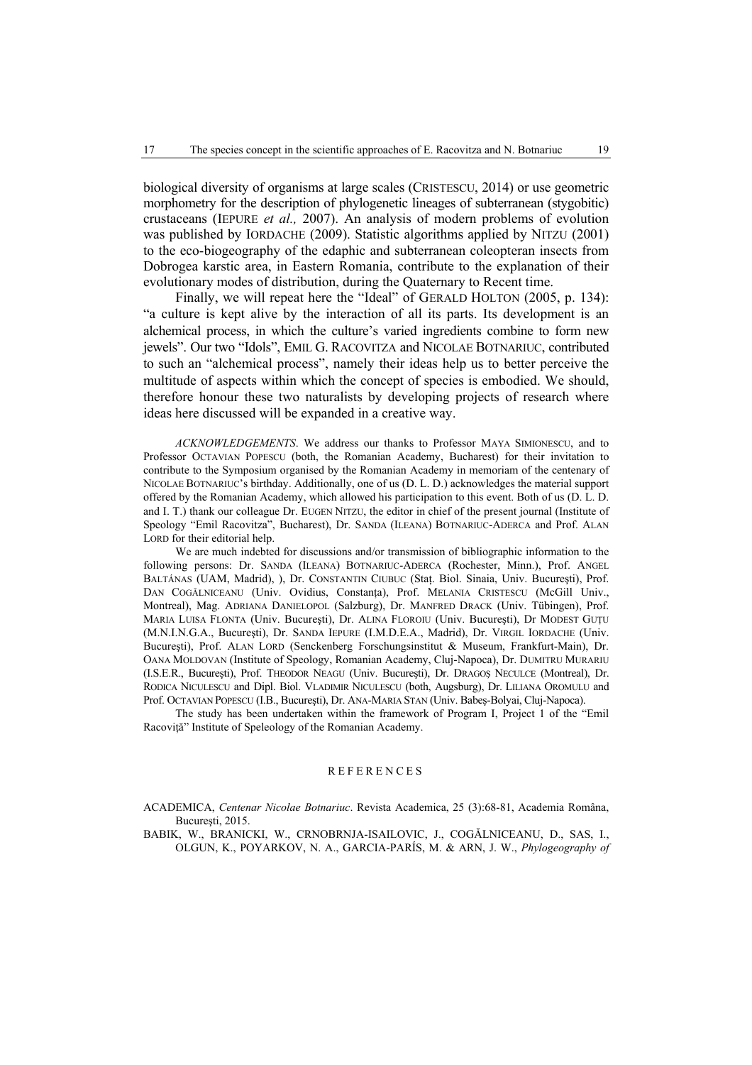biological diversity of organisms at large scales (CRISTESCU, 2014) or use geometric morphometry for the description of phylogenetic lineages of subterranean (stygobitic) crustaceans (IEPURE *et al.,* 2007). An analysis of modern problems of evolution was published by IORDACHE (2009). Statistic algorithms applied by NITZU (2001) to the eco-biogeography of the edaphic and subterranean coleopteran insects from Dobrogea karstic area, in Eastern Romania, contribute to the explanation of their evolutionary modes of distribution, during the Quaternary to Recent time.

Finally, we will repeat here the "Ideal" of GERALD HOLTON (2005, p. 134): "a culture is kept alive by the interaction of all its parts. Its development is an alchemical process, in which the culture's varied ingredients combine to form new jewels". Our two "Idols", EMIL G. RACOVITZA and NICOLAE BOTNARIUC, contributed to such an "alchemical process", namely their ideas help us to better perceive the multitude of aspects within which the concept of species is embodied. We should, therefore honour these two naturalists by developing projects of research where ideas here discussed will be expanded in a creative way.

*ACKNOWLEDGEMENTS*. We address our thanks to Professor MAYA SIMIONESCU, and to Professor OCTAVIAN POPESCU (both, the Romanian Academy, Bucharest) for their invitation to contribute to the Symposium organised by the Romanian Academy in memoriam of the centenary of NICOLAE BOTNARIUC's birthday. Additionally, one of us (D. L. D.) acknowledges the material support offered by the Romanian Academy, which allowed his participation to this event. Both of us (D. L. D. and I. T.) thank our colleague Dr. EUGEN NITZU, the editor in chief of the present journal (Institute of Speology "Emil Racovitza", Bucharest), Dr. SANDA (ILEANA) BOTNARIUC-ADERCA and Prof. ALAN LORD for their editorial help.

We are much indebted for discussions and/or transmission of bibliographic information to the following persons: Dr. SANDA (ILEANA) BOTNARIUC-ADERCA (Rochester, Minn.), Prof. ANGEL BALTÁNAS (UAM, Madrid), ), Dr. CONSTANTIN CIUBUC (Staț. Biol. Sinaia, Univ. București), Prof. DAN COGĂLNICEANU (Univ. Ovidius, Constanța), Prof. MELANIA CRISTESCU (McGill Univ., Montreal), Mag. ADRIANA DANIELOPOL (Salzburg), Dr. MANFRED DRACK (Univ. Tübingen), Prof. MARIA LUISA FLONTA (Univ. București), Dr. ALINA FLOROIU (Univ. București), Dr MODEST GUȚU (M.N.I.N.G.A., București), Dr. SANDA IEPURE (I.M.D.E.A., Madrid), Dr. VIRGIL IORDACHE (Univ. București), Prof. ALAN LORD (Senckenberg Forschungsinstitut & Museum, Frankfurt-Main), Dr. OANA MOLDOVAN (Institute of Speology, Romanian Academy, Cluj-Napoca), Dr. DUMITRU MURARIU (I.S.E.R., București), Prof. THEODOR NEAGU (Univ. București), Dr. DRAGOȘ NECULCE (Montreal), Dr. RODICA NICULESCU and Dipl. Biol. VLADIMIR NICULESCU (both, Augsburg), Dr. LILIANA OROMULU and Prof. OCTAVIAN POPESCU (I.B., București), Dr. ANA-MARIA STAN (Univ. Babeș-Bolyai, Cluj-Napoca).

The study has been undertaken within the framework of Program I, Project 1 of the "Emil Racoviță" Institute of Speleology of the Romanian Academy.

## REFERENCES

ACADEMICA, *Centenar Nicolae Botnariuc*. Revista Academica, 25 (3):68-81, Academia Româna, București, 2015.

BABIK, W., BRANICKI, W., CRNOBRNJA-ISAILOVIC, J., COGĂLNICEANU, D., SAS, I., OLGUN, K., POYARKOV, N. A., GARCIA-PARÍS, M. & ARN, J. W., *Phylogeography of*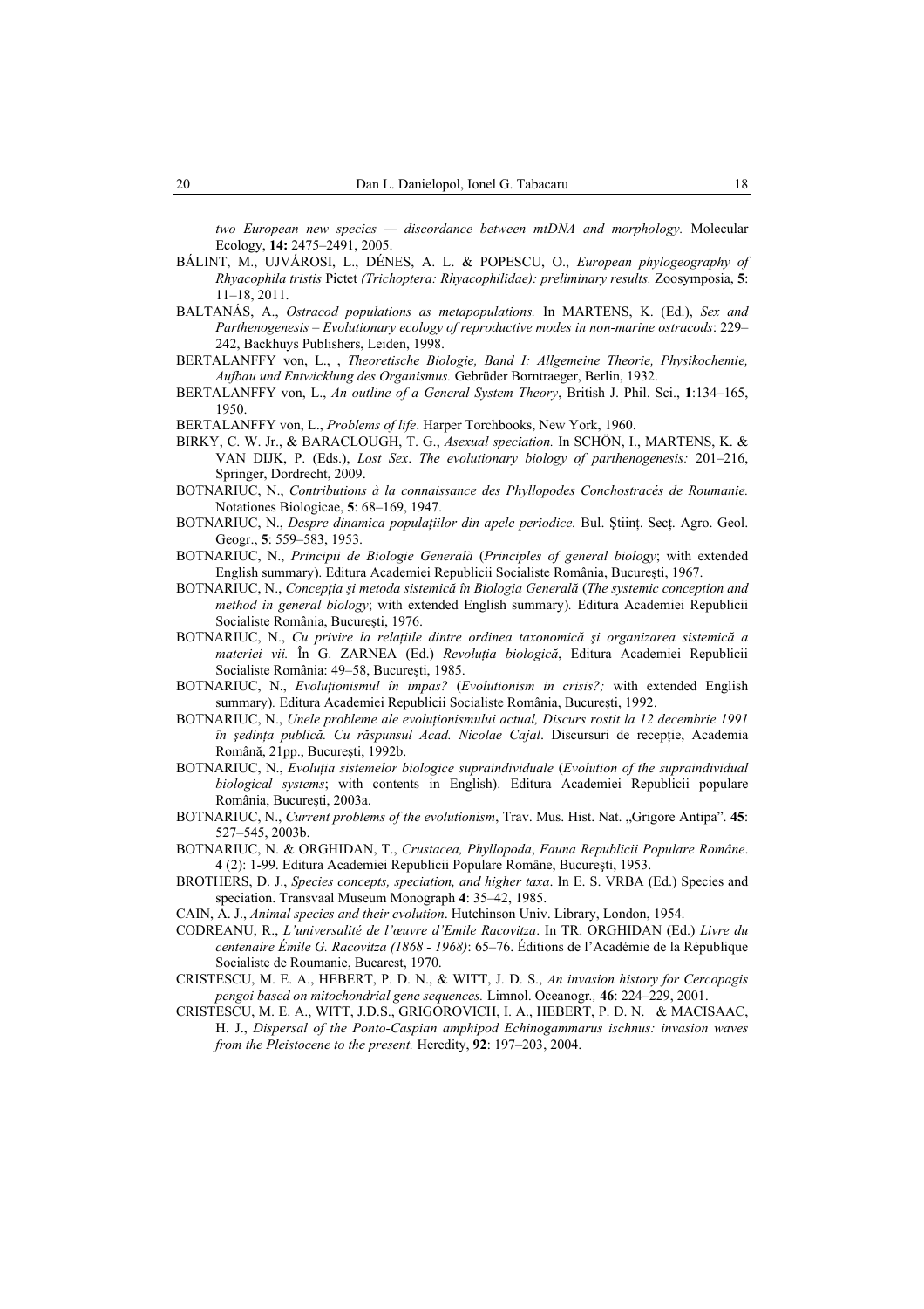*two European new species — discordance between mtDNA and morphology.* Molecular Ecology, **14:** 2475–2491, 2005.

BÁLINT, M., UJVÁROSI, L., DÉNES, A. L. & POPESCU, O., *European phylogeography of Rhyacophila tristis* Pictet *(Trichoptera: Rhyacophilidae): preliminary results.* Zoosymposia, **5**: 11–18, 2011.

BALTANÁS, A., *Ostracod populations as metapopulations.* In MARTENS, K. (Ed.), *Sex and Parthenogenesis – Evolutionary ecology of reproductive modes in non-marine ostracods*: 229–242, Backhuys Publishers, Leiden, 1998.

BERTALANFFY von, L., , *Theoretische Biologie, Band I: Allgemeine Theorie, Physikochemie, Aufbau und Entwicklung des Organismus.* Gebrüder Borntraeger, Berlin, 1932.

BERTALANFFY von, L., *An outline of a General System Theory*, British J. Phil. Sci., **1**:134–165, 1950.

BERTALANFFY von, L., *Problems of life*. Harper Torchbooks, New York, 1960.

BIRKY, C. W. Jr., & BARACLOUGH, T. G., *Asexual speciation.* In SCHÖN, I., MARTENS, K. & VAN DIJK, P. (Eds.), *Lost Sex*. *The evolutionary biology of parthenogenesis:* 201–216, Springer, Dordrecht, 2009.

BOTNARIUC, N., *Contributions à la connaissance des Phyllopodes Conchostracés de Roumanie.* Notationes Biologicae, **5**: 68–169, 1947.

BOTNARIUC, N., *Despre dinamica populațiilor din apele periodice.* Bul. Științ. Secț. Agro. Geol. Geogr., **5**: 559–583, 1953.

BOTNARIUC, N., *Principii de Biologie Generală* (*Principles of general biology*; with extended English summary). Editura Academiei Republicii Socialiste România, București, 1967.

BOTNARIUC, N., *Concepția şi metoda sistemică în Biologia Generală* (*The systemic conception and method in general biology*; with extended English summary)*.* Editura Academiei Republicii Socialiste România, București, 1976.

BOTNARIUC, N., *Cu privire la relațiile dintre ordinea taxonomică şi organizarea sistemică a materiei vii.* În G. ZARNEA (Ed.) *Revoluția biologică*, Editura Academiei Republicii Socialiste România: 49–58, București, 1985.

BOTNARIUC, N., *Evoluționismul în impas?* (*Evolutionism in crisis?;* with extended English summary)*.* Editura Academiei Republicii Socialiste România, București, 1992.

BOTNARIUC, N., *Unele probleme ale evoluționismului actual, Discurs rostit la 12 decembrie 1991 în şedința publică. Cu răspunsul Acad. Nicolae Cajal*. Discursuri de recepție, Academia Română, 21pp., București, 1992b.

BOTNARIUC, N., *Evoluția sistemelor biologice supraindividuale* (*Evolution of the supraindividual biological systems*; with contents in English). Editura Academiei Republicii populare România, București, 2003a.

BOTNARIUC, N., *Current problems of the evolutionism*, Trav. Mus. Hist. Nat. „Grigore Antipa". **45**: 527–545, 2003b.

BOTNARIUC, N. & ORGHIDAN, T., *Crustacea, Phyllopoda*, *Fauna Republicii Populare Române*. **4** (2): 1-99. Editura Academiei Republicii Populare Române, București, 1953.

BROTHERS, D. J., *Species concepts, speciation, and higher taxa*. In E. S. VRBA (Ed.) Species and speciation. Transvaal Museum Monograph **4**: 35–42, 1985.

CAIN, A. J., *Animal species and their evolution*. Hutchinson Univ. Library, London, 1954.

CODREANU, R., *L'universalité de l'œuvre d'Emile Racovitza*. In TR. ORGHIDAN (Ed.) *Livre du centenaire Émile G. Racovitza (1868 - 1968)*: 65–76. Éditions de l'Académie de la République Socialiste de Roumanie, Bucarest, 1970.

CRISTESCU, M. E. A., HEBERT, P. D. N., & WITT, J. D. S., *An invasion history for Cercopagis pengoi based on mitochondrial gene sequences.* Limnol. Oceanogr.*,* **46**: 224–229, 2001.

CRISTESCU, M. E. A., WITT, J.D.S., GRIGOROVICH, I. A., HEBERT, P. D. N. & MACISAAC, H. J., *Dispersal of the Ponto-Caspian amphipod Echinogammarus ischnus: invasion waves from the Pleistocene to the present.* Heredity, **92**: 197–203, 2004.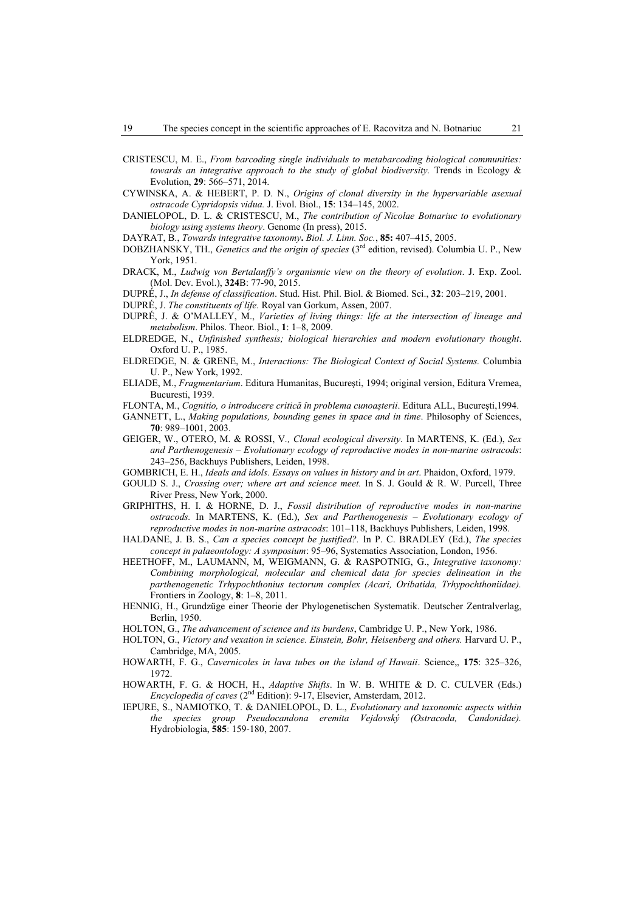CRISTESCU, M. E., *From barcoding single individuals to metabarcoding biological communities: towards an integrative approach to the study of global biodiversity.* Trends in Ecology & Evolution, **29**: 566–571, 2014.

CYWINSKA, A. & HEBERT, P. D. N., *Origins of clonal diversity in the hypervariable asexual ostracode Cypridopsis vidua.* J. Evol. Biol., **15**: 134–145, 2002.

DANIELOPOL, D. L. & CRISTESCU, M., *The contribution of Nicolae Botnariuc to evolutionary biology using systems theory*. Genome (In press), 2015.

DAYRAT, B., *Towards integrative taxonomy***.** *Biol. J. Linn. Soc.*, **85:** 407–415, 2005.

DOBZHANSKY, TH., *Genetics and the origin of species* (3rd edition, revised). Columbia U. P., New York, 1951.

DRACK, M., *Ludwig von Bertalanffy's organismic view on the theory of evolution*. J. Exp. Zool. (Mol. Dev. Evol.), **324**B: 77-90, 2015.

DUPRÉ, J., *In defense of classification*. Stud. Hist. Phil. Biol. & Biomed. Sci., **32**: 203–219, 2001.

DUPRÉ, J. *The constituents of life.* Royal van Gorkum, Assen, 2007.

DUPRÉ, J. & O'MALLEY, M., *Varieties of living things: life at the intersection of lineage and metabolism*. Philos. Theor. Biol., **1**: 1–8, 2009.

ELDREDGE, N., *Unfinished synthesis; biological hierarchies and modern evolutionary thought*. Oxford U. P., 1985.

ELDREDGE, N. & GRENE, M., *Interactions: The Biological Context of Social Systems.* Columbia U. P., New York, 1992.

ELIADE, M., *Fragmentarium*. Editura Humanitas, Bucureşti, 1994; original version, Editura Vremea, Bucuresti, 1939.

FLONTA, M., *Cognitio, o introducere critică în problema cunoaşterii*. Editura ALL, Bucureşti,1994.

GANNETT, L., *Making populations, bounding genes in space and in time*. Philosophy of Sciences, **70**: 989–1001, 2003.

GEIGER, W., OTERO, M. & ROSSI, V*., Clonal ecological diversity.* In MARTENS, K. (Ed.), *Sex and Parthenogenesis – Evolutionary ecology of reproductive modes in non-marine ostracods*: 243–256, Backhuys Publishers, Leiden, 1998.

GOMBRICH, E. H., *Ideals and idols. Essays on values in history and in art*. Phaidon, Oxford, 1979.

GOULD S. J., *Crossing over; where art and science meet.* In S. J. Gould & R. W. Purcell, Three River Press, New York, 2000.

GRIPHITHS, H. I. & HORNE, D. J., *Fossil distribution of reproductive modes in non-marine ostracods.* In MARTENS, K. (Ed.), *Sex and Parthenogenesis – Evolutionary ecology of reproductive modes in non-marine ostracods*: 101–118, Backhuys Publishers, Leiden, 1998.

HALDANE, J. B. S., *Can a species concept be justified?.* In P. C. BRADLEY (Ed.), *The species concept in palaeontology: A symposium*: 95–96, Systematics Association, London, 1956.

HEETHOFF, M., LAUMANN, M, WEIGMANN, G. & RASPOTNIG, G., *Integrative taxonomy: Combining morphological, molecular and chemical data for species delineation in the parthenogenetic Trhypochthonius tectorum complex (Acari, Oribatida, Trhypochthoniidae).* Frontiers in Zoology, **8**: 1–8, 2011.

HENNIG, H., Grundzüge einer Theorie der Phylogenetischen Systematik. Deutscher Zentralverlag, Berlin, 1950.

HOLTON, G., *The advancement of science and its burdens*, Cambridge U. P., New York, 1986.

HOLTON, G., *Victory and vexation in science. Einstein, Bohr, Heisenberg and others.* Harvard U. P., Cambridge, MA, 2005.

HOWARTH, F. G., *Cavernicoles in lava tubes on the island of Hawaii*. Science,, **175**: 325–326, 1972.

HOWARTH, F. G. & HOCH, H., *Adaptive Shifts*. In W. B. WHITE & D. C. CULVER (Eds.) *Encyclopedia of caves* (2nd Edition): 9-17, Elsevier, Amsterdam, 2012.

IEPURE, S., NAMIOTKO, T. & DANIELOPOL, D. L., *Evolutionary and taxonomic aspects within the species group Pseudocandona eremita Vejdovský (Ostracoda, Candonidae).* Hydrobiologia, **585**: 159-180, 2007.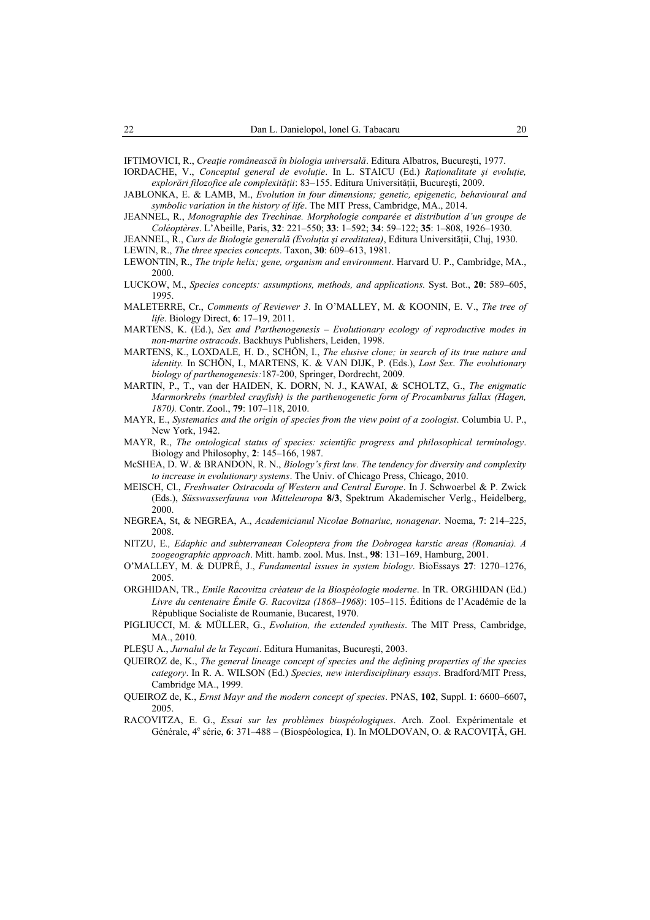IFTIMOVICI, R., *Creație românească în biologia universală*. Editura Albatros, București, 1977.

IORDACHE, V., *Conceptul general de evoluție*. In L. STAICU (Ed.) *Raționalitate și evoluție, explorări filozofice ale complexității*: 83–155. Editura Universității, București, 2009.

JABLONKA, E. & LAMB, M., *Evolution in four dimensions; genetic, epigenetic, behavioural and symbolic variation in the history of life*. The MIT Press, Cambridge, MA., 2014.

JEANNEL, R., *Monographie des Trechinae. Morphologie comparée et distribution d'un groupe de Coléoptères*. L'Abeille, Paris, **32**: 221–550; **33**: 1–592; **34**: 59–122; **35**: 1–808, 1926–1930.

JEANNEL, R., *Curs de Biologie generală (Evoluția și ereditatea)*, Editura Universității, Cluj, 1930.

LEWIN, R., *The three species concepts*. Taxon, **30**: 609–613, 1981.

LEWONTIN, R., *The triple helix; gene, organism and environment*. Harvard U. P., Cambridge, MA., 2000.

LUCKOW, M., *Species concepts: assumptions, methods, and applications.* Syst. Bot., **20**: 589–605, 1995.

MALETERRE, Cr., *Comments of Reviewer 3*. In O'MALLEY, M. & KOONIN, E. V., *The tree of life*. Biology Direct, **6**: 17–19, 2011.

MARTENS, K. (Ed.), *Sex and Parthenogenesis – Evolutionary ecology of reproductive modes in non-marine ostracods*. Backhuys Publishers, Leiden, 1998.

MARTENS, K., LOXDALE*,* H. D., SCHÖN, I., *The elusive clone; in search of its true nature and identity.* In SCHÖN, I., MARTENS, K. & VAN DIJK, P. (Eds.), *Lost Sex*. *The evolutionary biology of parthenogenesis:*187-200, Springer, Dordrecht, 2009.

MARTIN, P., T., van der HAIDEN, K. DORN, N. J., KAWAI, & SCHOLTZ, G., *The enigmatic Marmorkrebs (marbled crayfish) is the parthenogenetic form of Procambarus fallax (Hagen, 1870).* Contr. Zool., **79**: 107–118, 2010.

MAYR, E., *Systematics and the origin of species from the view point of a zoologist*. Columbia U. P., New York, 1942.

MAYR, R., *The ontological status of species: scientific progress and philosophical terminology*. Biology and Philosophy, **2**: 145–166, 1987.

McSHEA, D. W. & BRANDON, R. N., *Biology's first law. The tendency for diversity and complexity to increase in evolutionary systems*. The Univ. of Chicago Press, Chicago, 2010.

MEISCH, Cl., *Freshwater Ostracoda of Western and Central Europe*. In J. Schwoerbel & P. Zwick (Eds.), *Süsswasserfauna von Mitteleuropa* **8/3**, Spektrum Akademischer Verlg., Heidelberg, 2000.

NEGREA, St, & NEGREA, A., *Academicianul Nicolae Botnariuc, nonagenar.* Noema, **7**: 214–225, 2008.

NITZU, E*., Edaphic and subterranean Coleoptera from the Dobrogea karstic areas (Romania). A zoogeographic approach*. Mitt. hamb. zool. Mus. Inst., **98**: 131–169, Hamburg, 2001.

O'MALLEY, M. & DUPRÉ, J., *Fundamental issues in system biology*. BioEssays **27**: 1270–1276, 2005.

ORGHIDAN, TR., *Emile Racovitza créateur de la Biospéologie moderne*. In TR. ORGHIDAN (Ed.) *Livre du centenaire Émile G. Racovitza (1868–1968)*: 105–115. Éditions de l'Académie de la République Socialiste de Roumanie, Bucarest, 1970.

PIGLIUCCI, M. & MÜLLER, G., *Evolution, the extended synthesis*. The MIT Press, Cambridge, MA., 2010.

PLEȘU A., *Jurnalul de la Tescani*. Editura Humanitas, București, 2003.

QUEIROZ de, K., *The general lineage concept of species and the defining properties of the species category*. In R. A. WILSON (Ed.) *Species, new interdisciplinary essays*. Bradford/MIT Press, Cambridge MA., 1999.

QUEIROZ de, K., *Ernst Mayr and the modern concept of species*. PNAS, **102**, Suppl. **1**: 6600–6607**,** 2005.

RACOVITZA, E. G., *Essai sur les problèmes biospéologiques*. Arch. Zool. Expérimentale et Générale, 4[e] série, **6**: 371–488 – (Biospéologica, **1**). In MOLDOVAN, O. & RACOVIȚĂ, GH.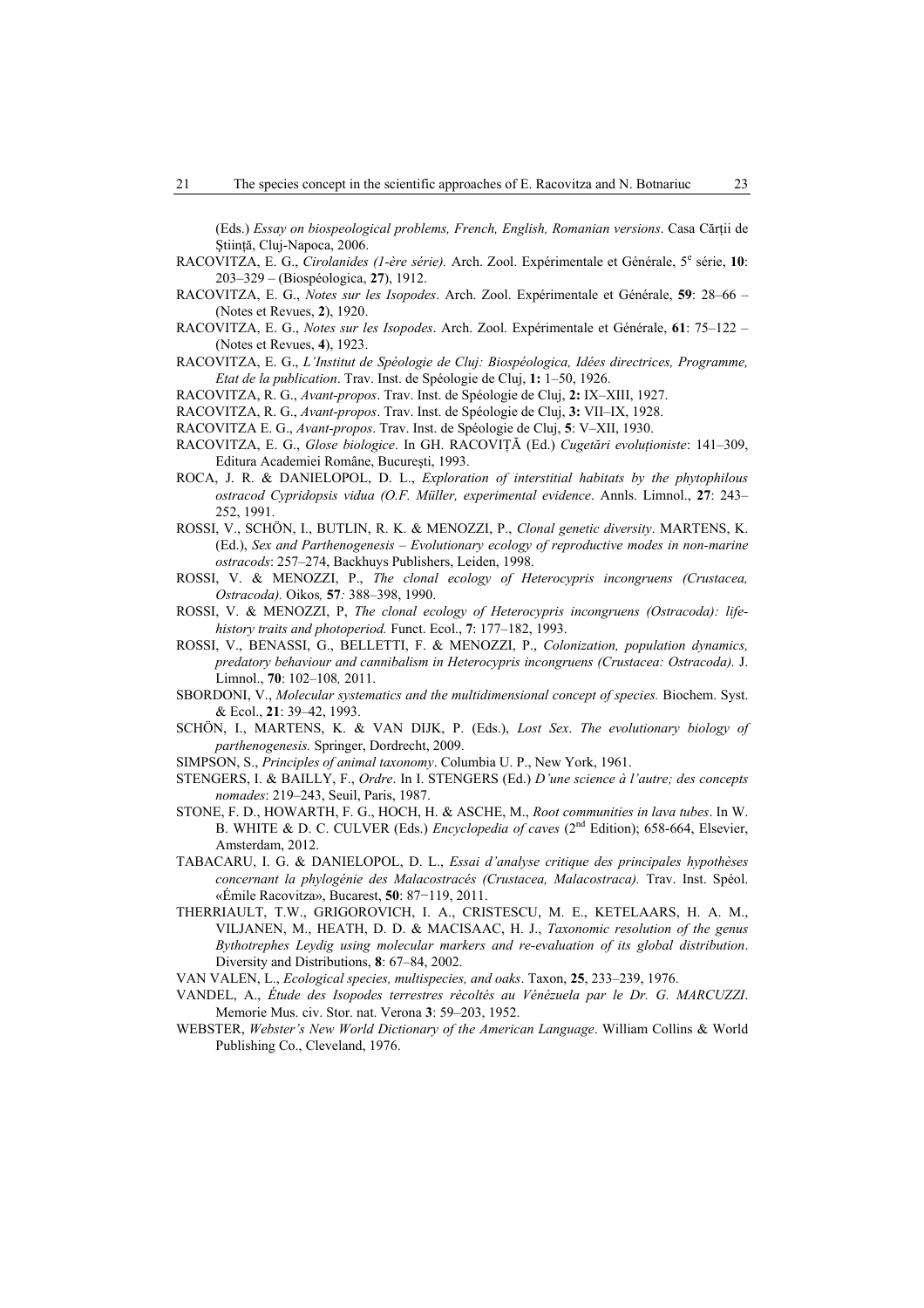(Eds.) *Essay on biospeological problems, French, English, Romanian versions*. Casa Cărții de Știință, Cluj-Napoca, 2006.

RACOVITZA, E. G., *Cirolanides (1-ère série).* Arch. Zool. Expérimentales et Générale, 5[e] série, **10**: 203–329 – (Biospéologica, **27**), 1912.

RACOVITZA, E. G., *Notes sur les Isopodes*. Arch. Zool. Expérimentales et Générale, **59**: 28–66 – (Notes et Revues, **2**), 1920.

RACOVITZA, E. G., *Notes sur les Isopodes*. Arch. Zool. Expérimentales et Générale, **61**: 75–122 – (Notes et Revues, **4**), 1923.

RACOVITZA, E. G., *L'Institut de Spéologie de Cluj: Biospéologica, Idées directrices, Programme, Etat de la publication*. Trav. Inst. de Spéologie de Cluj, **1:** 1–50, 1926.

RACOVITZA, R. G., *Avant-propos*. Trav. Inst. de Spéologie de Cluj, **2:** IX–XIII, 1927.

RACOVITZA, R. G., *Avant-propos*. Trav. Inst. de Spéologie de Cluj, **3:** VII–IX, 1928.

RACOVITZA E. G., *Avant-propos*. Trav. Inst. de Spéologie de Cluj, **5**: V–XII, 1930.

RACOVITZA, E. G., *Glose biologice*. In GH. RACOVIȚĂ (Ed.) *Cugetări evoluționiste*: 141–309, Editura Academiei Române, București, 1993.

ROCA, J. R. & DANIELOPOL, D. L., *Exploration of interstitial habitats by the phytophilous ostracod Cypridopsis vidua (O.F. Müller, experimental evidence*. Annls. Limnol., **27**: 243–252, 1991.

ROSSI, V., SCHÖN, I., BUTLIN, R. K. & MENOZZI, P., *Clonal genetic diversity*. MARTENS, K. (Ed.), *Sex and Parthenogenesis – Evolutionary ecology of reproductive modes in non-marine ostracods*: 257–274, Backhuys Publishers, Leiden, 1998.

ROSSI, V. & MENOZZI, P., *The clonal ecology of Heterocypris incongruens (Crustacea, Ostracoda).* Oikos*,* **57***:* 388–398, 1990.

ROSSI, V. & MENOZZI, P, *The clonal ecology of Heterocypris incongruens (Ostracoda): life-history traits and photoperiod.* Funct. Ecol., **7**: 177–182, 1993.

ROSSI, V., BENASSI, G., BELLETTI, F. & MENOZZI, P., *Colonization, population dynamics, predatory behaviour and cannibalism in Heterocypris incongruens (Crustacea: Ostracoda).* J. Limnol., **70**: 102–108*,* 2011.

SBORDONI, V., *Molecular systematics and the multidimensional concept of species.* Biochem. Syst. & Ecol., **21**: 39–42, 1993.

SCHÖN, I., MARTENS, K. & VAN DIJK, P. (Eds.), *Lost Sex*. *The evolutionary biology of parthenogenesis.* Springer, Dordrecht, 2009.

SIMPSON, S., *Principles of animal taxonomy*. Columbia U. P., New York, 1961.

STENGERS, I. & BAILLY, F., *Ordre*. In I. STENGERS (Ed.) *D'une science à l'autre; des concepts nomades*: 219–243, Seuil, Paris, 1987.

STONE, F. D., HOWARTH, F. G., HOCH, H. & ASCHE, M., *Root communities in lava tubes*. In W. B. WHITE & D. C. CULVER (Eds.) *Encyclopedia of caves* (2[nd] Edition); 658-664, Elsevier, Amsterdam, 2012.

TABACARU, I. G. & DANIELOPOL, D. L., *Essai d'analyse critique des principales hypothèses concernant la phylogénie des Malacostracés (Crustacea, Malacostraca).* Trav. Inst. Spéol. «Émile Racovitza», Bucarest, **50**: 87−119, 2011.

THERRIAULT, T.W., GRIGOROVICH, I. A., CRISTESCU, M. E., KETELAARS, H. A. M., VILJANEN, M., HEATH, D. D. & MACISAAC, H. J., *Taxonomic resolution of the genus Bythotrephes Leydig using molecular markers and re-evaluation of its global distribution*. Diversity and Distributions, **8**: 67–84, 2002.

VAN VALEN, L., *Ecological species, multispecies, and oaks*. Taxon, **25**, 233–239, 1976.

VANDEL, A., *Étude des Isopodes terrestres récoltés au Vénézuela par le Dr. G. MARCUZZI*. Memorie Mus. civ. Stor. nat. Verona **3**: 59–203, 1952.

WEBSTER, *Webster's New World Dictionary of the American Language*. William Collins & World Publishing Co., Cleveland, 1976.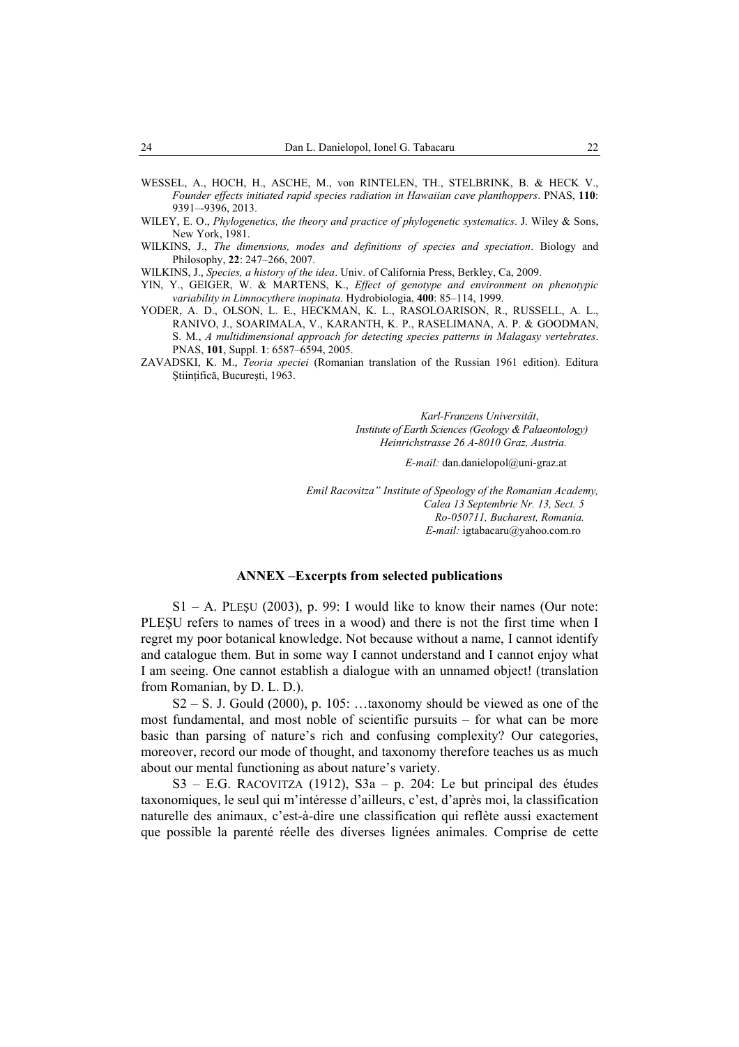WESSEL, A., HOCH, H., ASCHE, M., von RINTELEN, TH., STELBRINK, B. & HECK V., *Founder effects initiated rapid species radiation in Hawaiian cave planthoppers*. PNAS, **110**: 9391–-9396, 2013.

WILEY, E. O., *Phylogenetics, the theory and practice of phylogenetic systematics*. J. Wiley & Sons, New York, 1981.

WILKINS, J., *The dimensions, modes and definitions of species and speciation*. Biology and Philosophy, **22**: 247–266, 2007.

WILKINS, J., *Species, a history of the idea*. Univ. of California Press, Berkley, Ca, 2009.

YIN, Y., GEIGER, W. & MARTENS, K., *Effect of genotype and environment on phenotypic variability in Limnocythere inopinata*. Hydrobiologia, **400**: 85–114, 1999.

YODER, A. D., OLSON, L. E., HECKMAN, K. L., RASOLOARISON, R., RUSSELL, A. L., RANIVO, J., SOARIMALA, V., KARANTH, K. P., RASELIMANA, A. P. & GOODMAN, S. M., *A multidimensional approach for detecting species patterns in Malagasy vertebrates*. PNAS, **101**, Suppl. **1**: 6587–6594, 2005.

ZAVADSKI, K. M., *Teoria speciei* (Romanian translation of the Russian 1961 edition). Editura Ştiinţifică, Bucureşti, 1963.

*Karl-Franzens Universität*,
*Institute of Earth Sciences (Geology & Palaeontology)*
*Heinrichstrasse 26 A-8010 Graz, Austria.*

*E-mail:* dan.danielopol@uni-graz.at

*Emil Racovitza" Institute of Speology of the Romanian Academy,*
*Calea 13 Septembrie Nr. 13, Sect. 5*
*Ro-050711, Bucharest, Romania.*
*E-mail:* igtabacaru@yahoo.com.ro

## ANNEX –Excerpts from selected publications

S1 – A. PLEŞU (2003), p. 99: I would like to know their names (Our note: PLEŞU refers to names of trees in a wood) and there is not the first time when I regret my poor botanical knowledge. Not because without a name, I cannot identify and catalogue them. But in some way I cannot understand and I cannot enjoy what I am seeing. One cannot establish a dialogue with an unnamed object! (translation from Romanian, by D. L. D.).

S2 – S. J. Gould (2000), p. 105: …taxonomy should be viewed as one of the most fundamental, and most noble of scientific pursuits – for what can be more basic than parsing of nature's rich and confusing complexity? Our categories, moreover, record our mode of thought, and taxonomy therefore teaches us as much about our mental functioning as about nature's variety.

S3 – E.G. RACOVITZA (1912), S3a – p. 204: Le but principal des études taxonomiques, le seul qui m'intéresse d'ailleurs, c'est, d'après moi, la classification naturelle des animaux, c'est-à-dire une classification qui reflète aussi exactement que possible la parenté réelle des diverses lignées animales. Comprise de cette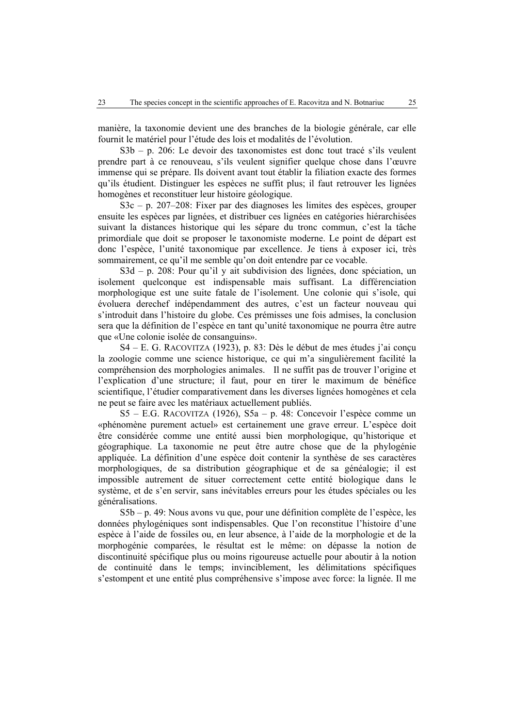manière, la taxonomie devient une des branches de la biologie générale, car elle fournit le matériel pour l'étude des lois et modalités de l'évolution.

S3b – p. 206: Le devoir des taxonomistes est donc tout tracé s'ils veulent prendre part à ce renouveau, s'ils veulent signifier quelque chose dans l'œuvre immense qui se prépare. Ils doivent avant tout établir la filiation exacte des formes qu'ils étudient. Distinguer les espèces ne suffit plus; il faut retrouver les lignées homogènes et reconstituer leur histoire géologique.

S3c – p. 207–208: Fixer par des diagnoses les limites des espèces, grouper ensuite les espèces par lignées, et distribuer ces lignées en catégories hiérarchisées suivant la distances historique qui les sépare du tronc commun, c'est la tâche primordiale que doit se proposer le taxonomiste moderne. Le point de départ est donc l'espèce, l'unité taxonomique par excellence. Je tiens à exposer ici, très sommairement, ce qu'il me semble qu'on doit entendre par ce vocable.

S3d – p. 208: Pour qu'il y ait subdivision des lignées, donc spéciation, un isolement quelconque est indispensable mais suffisant. La différenciation morphologique est une suite fatale de l'isolement. Une colonie qui s'isole, qui évoluera derechef indépendamment des autres, c'est un facteur nouveau qui s'introduit dans l'histoire du globe. Ces prémisses une fois admises, la conclusion sera que la définition de l'espèce en tant qu'unité taxonomique ne pourra être autre que «Une colonie isolée de consanguins».

S4 – E. G. RACOVITZA (1923), p. 83: Dès le début de mes études j'ai conçu la zoologie comme une science historique, ce qui m'a singulièrement facilité la compréhension des morphologies animales. Il ne suffit pas de trouver l'origine et l'explication d'une structure; il faut, pour en tirer le maximum de bénéfice scientifique, l'étudier comparativement dans les diverses lignées homogènes et cela ne peut se faire avec les matériaux actuellement publiés.

S5 – E.G. RACOVITZA (1926), S5a – p. 48: Concevoir l'espèce comme un «phénomène purement actuel» est certainement une grave erreur. L'espèce doit être considérée comme une entité aussi bien morphologique, qu'historique et géographique. La taxonomie ne peut être autre chose que de la phylogénie appliquée. La définition d'une espèce doit contenir la synthèse de ses caractères morphologiques, de sa distribution géographique et de sa généalogie; il est impossible autrement de situer correctement cette entité biologique dans le système, et de s'en servir, sans inévitables erreurs pour les études spéciales ou les généralisations.

S5b – p. 49: Nous avons vu que, pour une définition complète de l'espèce, les données phylogéniques sont indispensables. Que l'on reconstitue l'histoire d'une espèce à l'aide de fossiles ou, en leur absence, à l'aide de la morphologie et de la morphogénie comparées, le résultat est le même: on dépasse la notion de discontinuité spécifique plus ou moins rigoureuse actuelle pour aboutir à la notion de continuité dans le temps; invinciblement, les délimitations spécifiques s'estompent et une entité plus compréhensive s'impose avec force: la lignée. Il me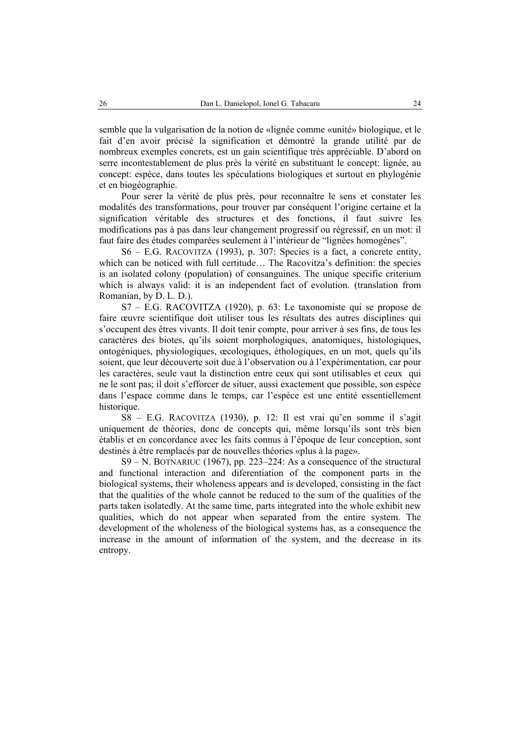semble que la vulgarisation de la notion de «lignée comme «unité» biologique, et le fait d'en avoir précisé la signification et démontré la grande utilité par de nombreux exemples concrets, est un gain scientifique très appréciable. D'abord on serre incontestablement de plus près la vérité en substituant le concept: lignée, au concept: espèce, dans toutes les spéculations biologiques et surtout en phylogénie et en biogéographie.

Pour serer la vérité de plus près, pour reconnaître le sens et constater les modalités des transformations, pour trouver par conséquent l'origine certaine et la signification véritable des structures et des fonctions, il faut suivre les modifications pas à pas dans leur changement progressif ou régressif, en un mot: il faut faire des études comparées seulement à l'intérieur de "lignées homogénes".

S6 – E.G. RACOVITZA (1993), p. 307: Species is a fact, a concrete entity, which can be noticed with full certitude… The Racovitza's definition: the species is an isolated colony (population) of consanguines. The unique specific criterium which is always valid: it is an independent fact of evolution. (translation from Romanian, by D. L. D.).

S7 – E.G. RACOVITZA (1920), p. 63: Le taxonomiste qui se propose de faire œuvre scientifique doit utiliser tous les résultats des autres disciplines qui s'occupent des êtres vivants. Il doit tenir compte, pour arriver à ses fins, de tous les caractères des biotes, qu'ils soient morphologiques, anatomiques, histologiques, ontogéniques, physiologiques, œcologiques, éthologiques, en un mot, quels qu'ils soient, que leur découverte soit due à l'observation ou à l'expérimentation, car pour les caractères, seule vaut la distinction entre ceux qui sont utilisables et ceux qui ne le sont pas; il doit s'efforcer de situer, aussi exactement que possible, son espèce dans l'espace comme dans le temps, car l'espèce est une entité essentiellement historique.

S8 – E.G. RACOVITZA (1930), p. 12: Il est vrai qu'en somme il s'agit uniquement de théories, donc de concepts qui, même lorsqu'ils sont très bien établis et en concordance avec les faits connus à l'époque de leur conception, sont destinés à être remplacés par de nouvelles théories «plus à la page».

S9 – N. BOTNARIUC (1967), pp. 223–224: As a consequence of the structural and functional interaction and diferentiation of the component parts in the biological systems, their wholeness appears and is developed, consisting in the fact that the qualities of the whole cannot be reduced to the sum of the qualities of the parts taken isolatedly. At the same time, parts integrated into the whole exhibit new qualities, which do not appear when separated from the entire system. The development of the wholeness of the biological systems has, as a consequence the increase in the amount of information of the system, and the decrease in its entropy.